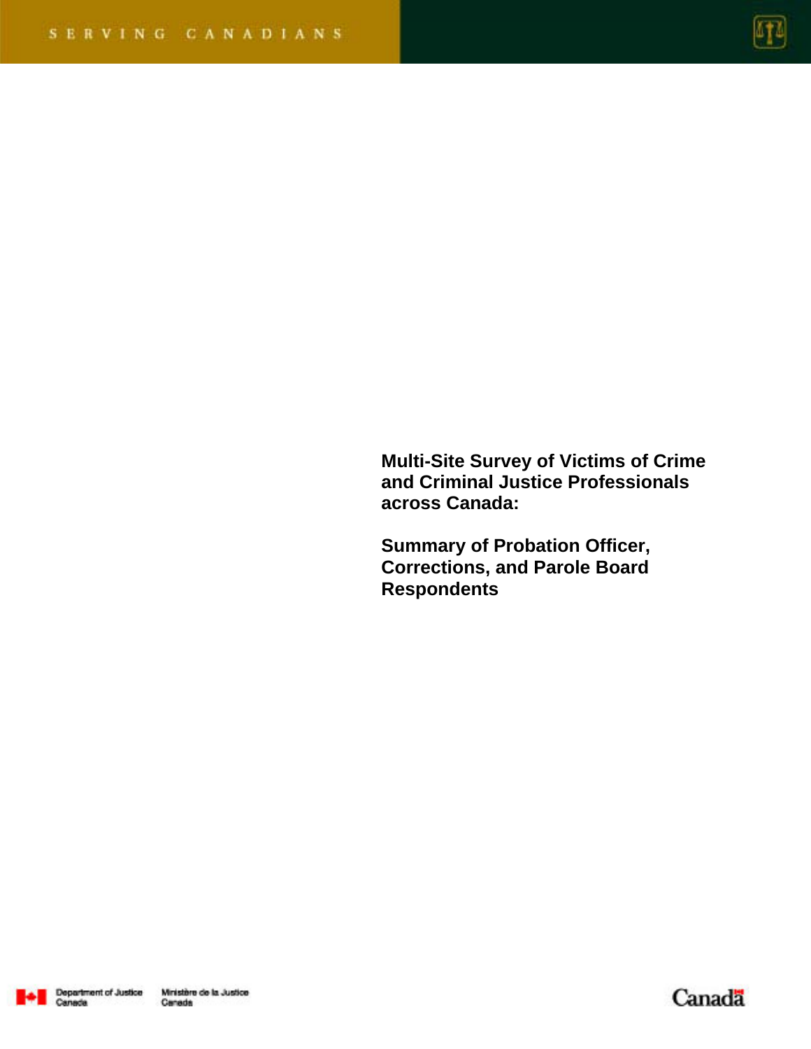SERVING CANADIANS

# Multi-Site Survey of Victims of Crime and Criminal Justice Professionals across Canada:

## Summary of Probation Officer, Corrections, and Parole Board Respondents

Department of Justice Canada / Ministère de la Justice Canada

Canada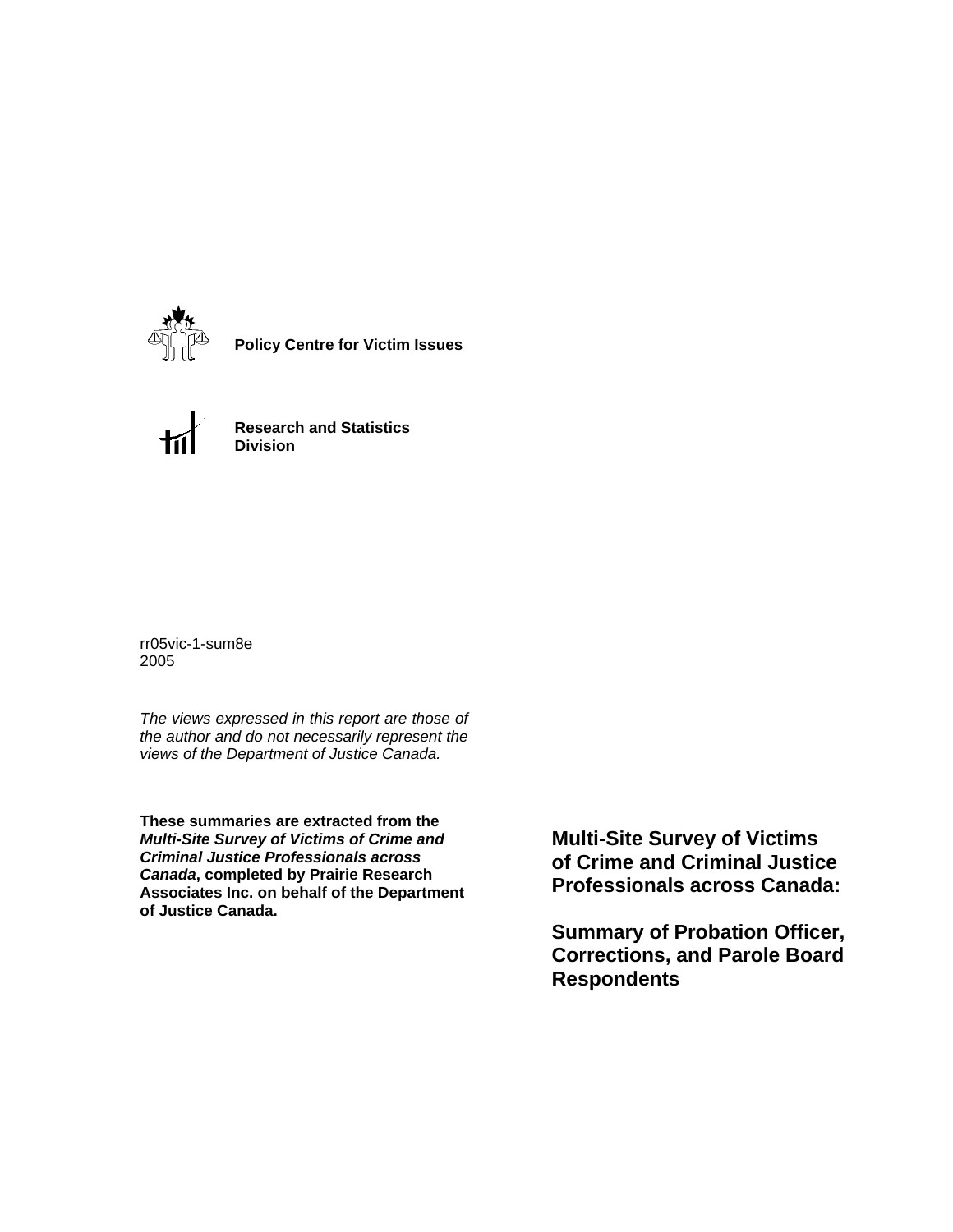**Policy Centre for Victim Issues**

**Research and Statistics Division**

rr05vic-1-sum8e
2005

*The views expressed in this report are those of the author and do not necessarily represent the views of the Department of Justice Canada.*

**These summaries are extracted from the *Multi-Site Survey of Victims of Crime and Criminal Justice Professionals across Canada*, completed by Prairie Research Associates Inc. on behalf of the Department of Justice Canada.**

# Multi-Site Survey of Victims of Crime and Criminal Justice Professionals across Canada:

# Summary of Probation Officer, Corrections, and Parole Board Respondents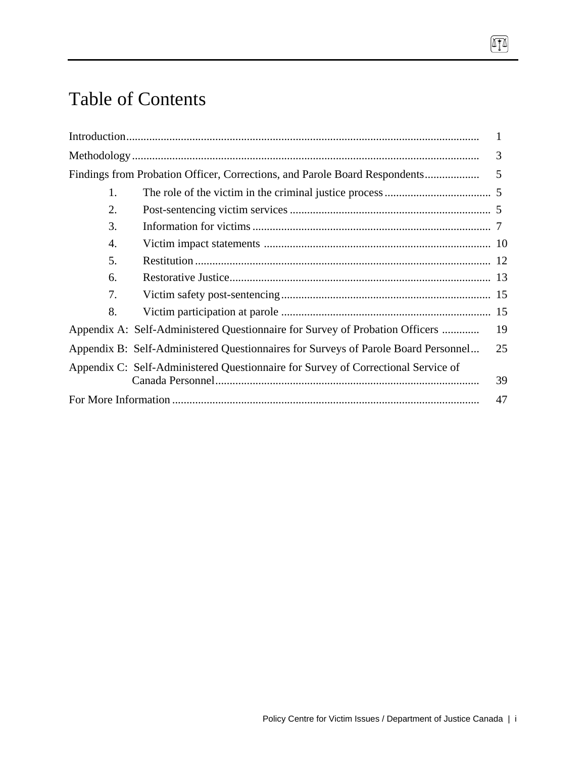# Table of Contents

Introduction .......................................................................................................... 1

Methodology .......................................................................................................... 3

Findings from Probation Officer, Corrections, and Parole Board Respondents ................... 5

1. The role of the victim in the criminal justice process ..................................... 5
2. Post-sentencing victim services ...................................................................... 5
3. Information for victims .................................................................................. 7
4. Victim impact statements .............................................................................. 10
5. Restitution ...................................................................................................... 12
6. Restorative Justice .......................................................................................... 13
7. Victim safety post-sentencing ......................................................................... 15
8. Victim participation at parole ......................................................................... 15

Appendix A: Self-Administered Questionnaire for Survey of Probation Officers ............. 19

Appendix B: Self-Administered Questionnaires for Surveys of Parole Board Personnel ... 25

Appendix C: Self-Administered Questionnaire for Survey of Correctional Service of Canada Personnel ........................................................................................... 39

For More Information .......................................................................................... 47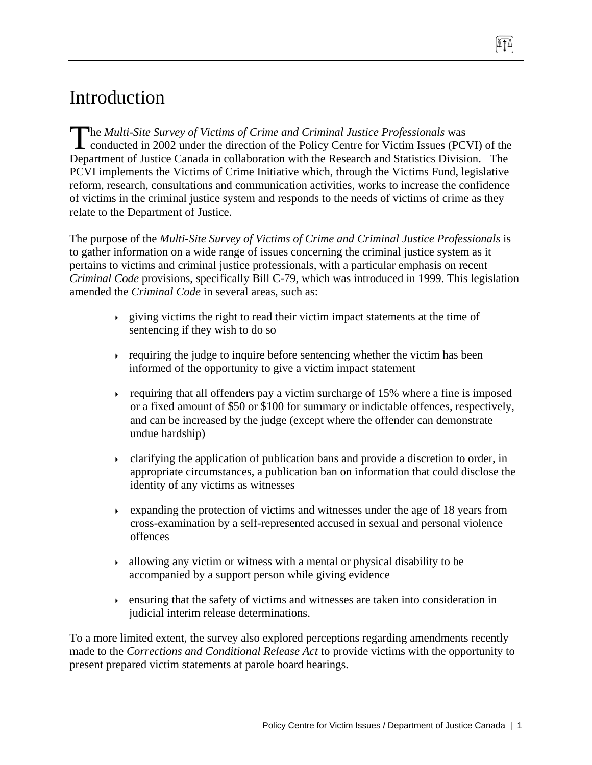# Introduction

The *Multi-Site Survey of Victims of Crime and Criminal Justice Professionals* was conducted in 2002 under the direction of the Policy Centre for Victim Issues (PCVI) of the Department of Justice Canada in collaboration with the Research and Statistics Division. The PCVI implements the Victims of Crime Initiative which, through the Victims Fund, legislative reform, research, consultations and communication activities, works to increase the confidence of victims in the criminal justice system and responds to the needs of victims of crime as they relate to the Department of Justice.

The purpose of the *Multi-Site Survey of Victims of Crime and Criminal Justice Professionals* is to gather information on a wide range of issues concerning the criminal justice system as it pertains to victims and criminal justice professionals, with a particular emphasis on recent *Criminal Code* provisions, specifically Bill C-79, which was introduced in 1999. This legislation amended the *Criminal Code* in several areas, such as:

- giving victims the right to read their victim impact statements at the time of sentencing if they wish to do so
- requiring the judge to inquire before sentencing whether the victim has been informed of the opportunity to give a victim impact statement
- requiring that all offenders pay a victim surcharge of 15% where a fine is imposed or a fixed amount of $50 or $100 for summary or indictable offences, respectively, and can be increased by the judge (except where the offender can demonstrate undue hardship)
- clarifying the application of publication bans and provide a discretion to order, in appropriate circumstances, a publication ban on information that could disclose the identity of any victims as witnesses
- expanding the protection of victims and witnesses under the age of 18 years from cross-examination by a self-represented accused in sexual and personal violence offences
- allowing any victim or witness with a mental or physical disability to be accompanied by a support person while giving evidence
- ensuring that the safety of victims and witnesses are taken into consideration in judicial interim release determinations.

To a more limited extent, the survey also explored perceptions regarding amendments recently made to the *Corrections and Conditional Release Act* to provide victims with the opportunity to present prepared victim statements at parole board hearings.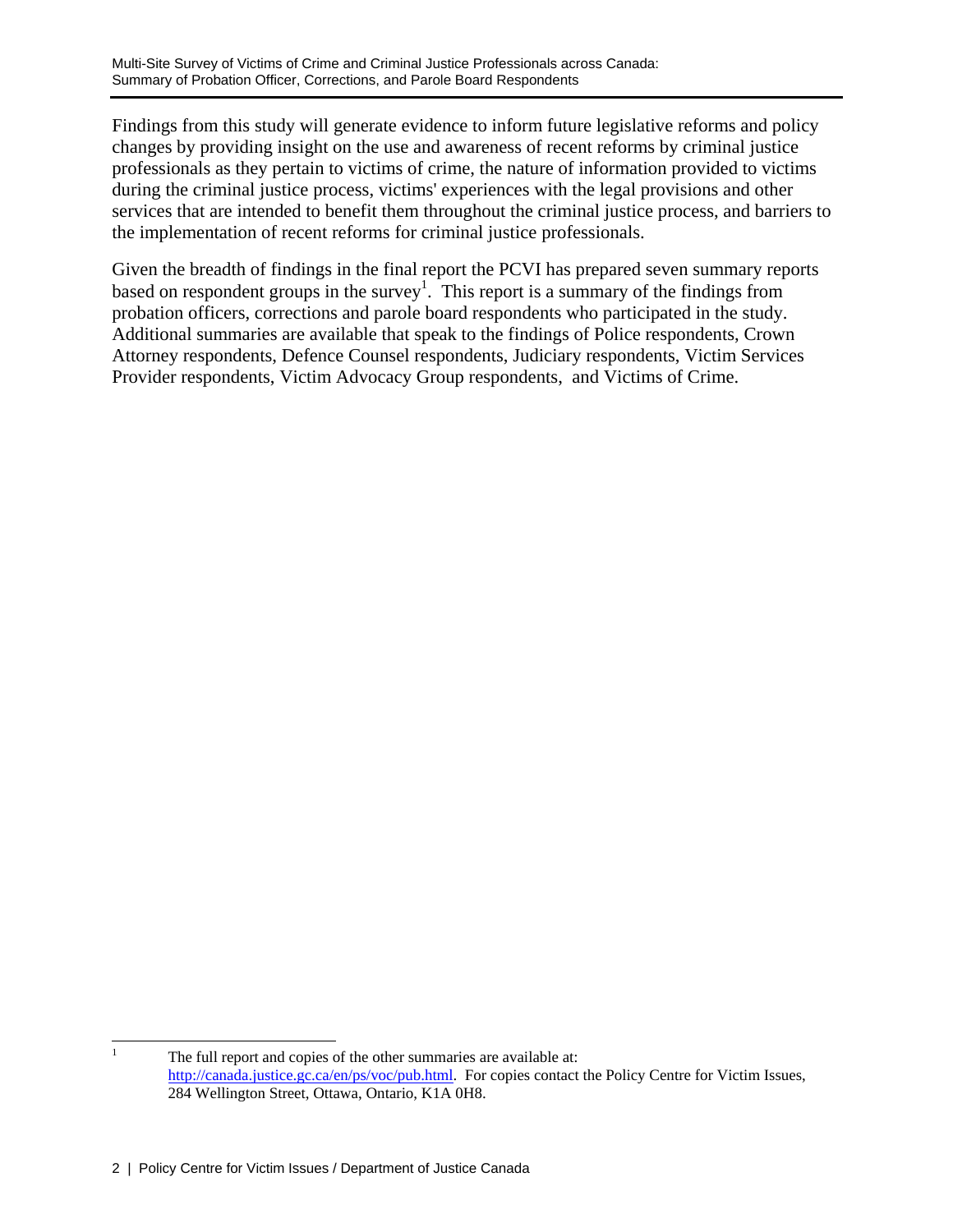Findings from this study will generate evidence to inform future legislative reforms and policy changes by providing insight on the use and awareness of recent reforms by criminal justice professionals as they pertain to victims of crime, the nature of information provided to victims during the criminal justice process, victims' experiences with the legal provisions and other services that are intended to benefit them throughout the criminal justice process, and barriers to the implementation of recent reforms for criminal justice professionals.

Given the breadth of findings in the final report the PCVI has prepared seven summary reports based on respondent groups in the survey[1]. This report is a summary of the findings from probation officers, corrections and parole board respondents who participated in the study. Additional summaries are available that speak to the findings of Police respondents, Crown Attorney respondents, Defence Counsel respondents, Judiciary respondents, Victim Services Provider respondents, Victim Advocacy Group respondents, and Victims of Crime.

---

[1] The full report and copies of the other summaries are available at: http://canada.justice.gc.ca/en/ps/voc/pub.html. For copies contact the Policy Centre for Victim Issues, 284 Wellington Street, Ottawa, Ontario, K1A 0H8.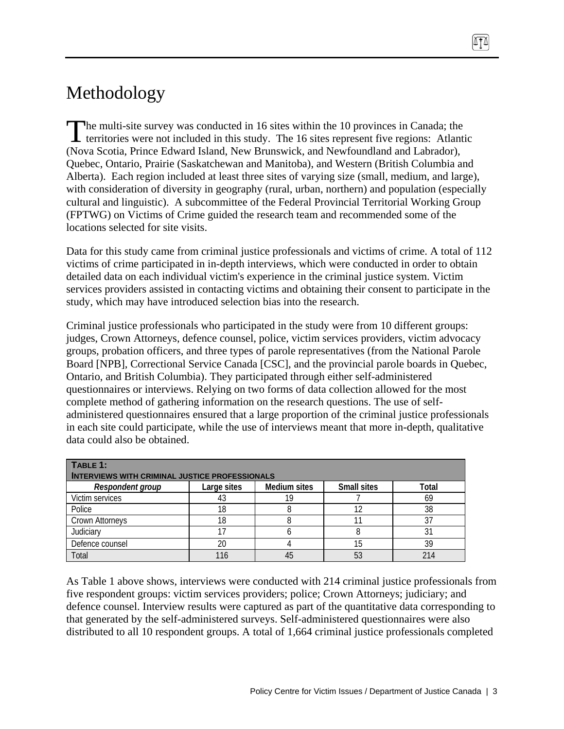# Methodology

The multi-site survey was conducted in 16 sites within the 10 provinces in Canada; the territories were not included in this study. The 16 sites represent five regions: Atlantic (Nova Scotia, Prince Edward Island, New Brunswick, and Newfoundland and Labrador), Quebec, Ontario, Prairie (Saskatchewan and Manitoba), and Western (British Columbia and Alberta). Each region included at least three sites of varying size (small, medium, and large), with consideration of diversity in geography (rural, urban, northern) and population (especially cultural and linguistic). A subcommittee of the Federal Provincial Territorial Working Group (FPTWG) on Victims of Crime guided the research team and recommended some of the locations selected for site visits.

Data for this study came from criminal justice professionals and victims of crime. A total of 112 victims of crime participated in in-depth interviews, which were conducted in order to obtain detailed data on each individual victim's experience in the criminal justice system. Victim services providers assisted in contacting victims and obtaining their consent to participate in the study, which may have introduced selection bias into the research.

Criminal justice professionals who participated in the study were from 10 different groups: judges, Crown Attorneys, defence counsel, police, victim services providers, victim advocacy groups, probation officers, and three types of parole representatives (from the National Parole Board [NPB], Correctional Service Canada [CSC], and the provincial parole boards in Quebec, Ontario, and British Columbia). They participated through either self-administered questionnaires or interviews. Relying on two forms of data collection allowed for the most complete method of gathering information on the research questions. The use of self-administered questionnaires ensured that a large proportion of the criminal justice professionals in each site could participate, while the use of interviews meant that more in-depth, qualitative data could also be obtained.

**TABLE 1: INTERVIEWS WITH CRIMINAL JUSTICE PROFESSIONALS**

| *Respondent group* | Large sites | Medium sites | Small sites | Total |
|---|---|---|---|---|
| Victim services | 43 | 19 | 7 | 69 |
| Police | 18 | 8 | 12 | 38 |
| Crown Attorneys | 18 | 8 | 11 | 37 |
| Judiciary | 17 | 6 | 8 | 31 |
| Defence counsel | 20 | 4 | 15 | 39 |
| Total | 116 | 45 | 53 | 214 |

As Table 1 above shows, interviews were conducted with 214 criminal justice professionals from five respondent groups: victim services providers; police; Crown Attorneys; judiciary; and defence counsel. Interview results were captured as part of the quantitative data corresponding to that generated by the self-administered surveys. Self-administered questionnaires were also distributed to all 10 respondent groups. A total of 1,664 criminal justice professionals completed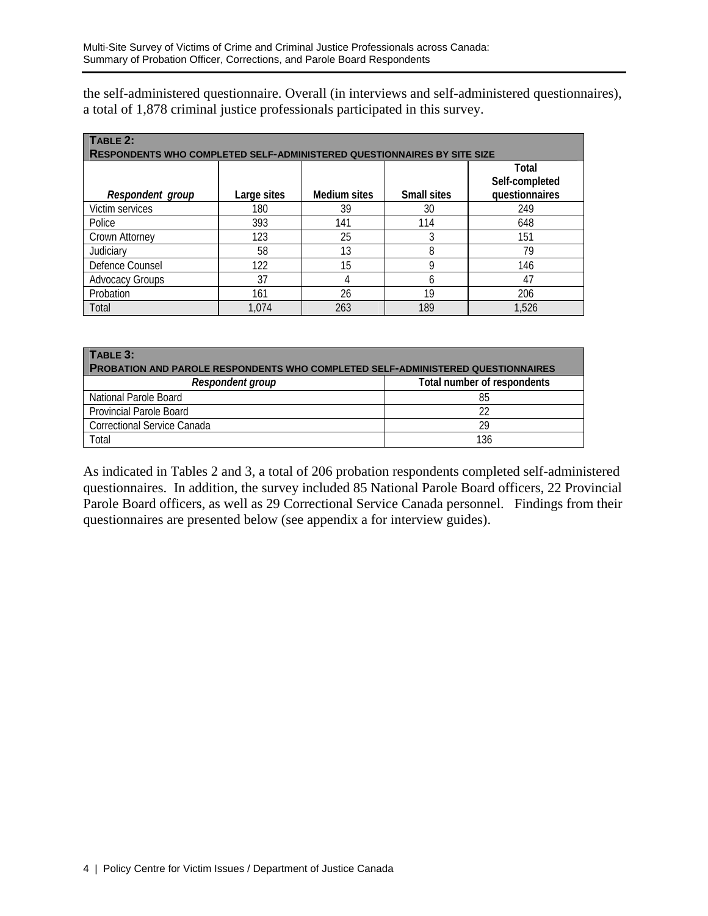the self-administered questionnaire. Overall (in interviews and self-administered questionnaires), a total of 1,878 criminal justice professionals participated in this survey.

**Table 2: Respondents who completed self-administered questionnaires by site size**

| *Respondent group* | Large sites | Medium sites | Small sites | Total Self-completed questionnaires |
|---|---|---|---|---|
| Victim services | 180 | 39 | 30 | 249 |
| Police | 393 | 141 | 114 | 648 |
| Crown Attorney | 123 | 25 | 3 | 151 |
| Judiciary | 58 | 13 | 8 | 79 |
| Defence Counsel | 122 | 15 | 9 | 146 |
| Advocacy Groups | 37 | 4 | 6 | 47 |
| Probation | 161 | 26 | 19 | 206 |
| Total | 1,074 | 263 | 189 | 1,526 |

**Table 3: Probation and parole respondents who completed self-administered questionnaires**

| *Respondent group* | Total number of respondents |
|---|---|
| National Parole Board | 85 |
| Provincial Parole Board | 22 |
| Correctional Service Canada | 29 |
| Total | 136 |

As indicated in Tables 2 and 3, a total of 206 probation respondents completed self-administered questionnaires. In addition, the survey included 85 National Parole Board officers, 22 Provincial Parole Board officers, as well as 29 Correctional Service Canada personnel. Findings from their questionnaires are presented below (see appendix a for interview guides).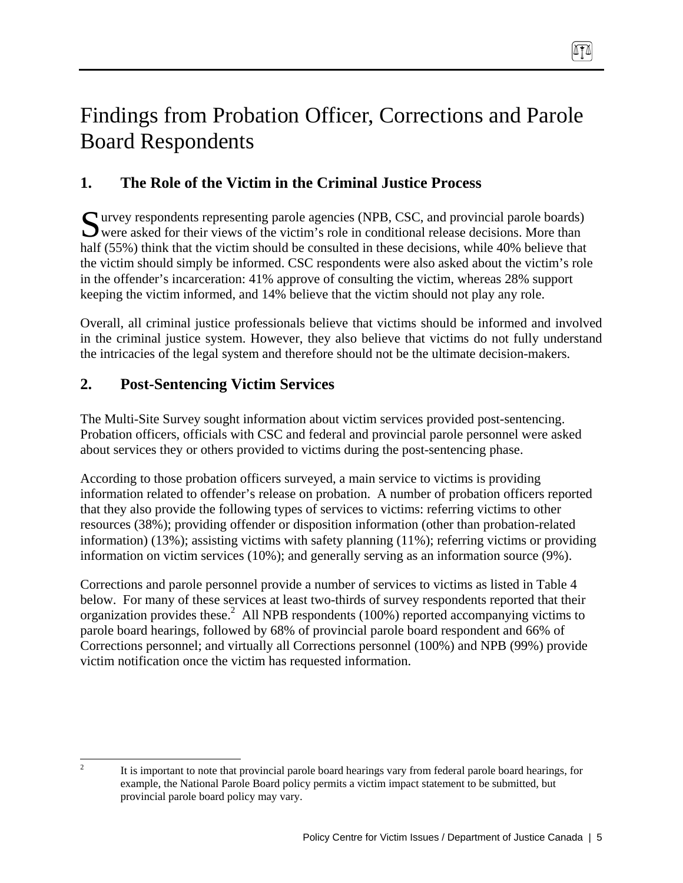# Findings from Probation Officer, Corrections and Parole Board Respondents

## 1. The Role of the Victim in the Criminal Justice Process

Survey respondents representing parole agencies (NPB, CSC, and provincial parole boards) were asked for their views of the victim's role in conditional release decisions. More than half (55%) think that the victim should be consulted in these decisions, while 40% believe that the victim should simply be informed. CSC respondents were also asked about the victim's role in the offender's incarceration: 41% approve of consulting the victim, whereas 28% support keeping the victim informed, and 14% believe that the victim should not play any role.

Overall, all criminal justice professionals believe that victims should be informed and involved in the criminal justice system. However, they also believe that victims do not fully understand the intricacies of the legal system and therefore should not be the ultimate decision-makers.

## 2. Post-Sentencing Victim Services

The Multi-Site Survey sought information about victim services provided post-sentencing. Probation officers, officials with CSC and federal and provincial parole personnel were asked about services they or others provided to victims during the post-sentencing phase.

According to those probation officers surveyed, a main service to victims is providing information related to offender's release on probation. A number of probation officers reported that they also provide the following types of services to victims: referring victims to other resources (38%); providing offender or disposition information (other than probation-related information) (13%); assisting victims with safety planning (11%); referring victims or providing information on victim services (10%); and generally serving as an information source (9%).

Corrections and parole personnel provide a number of services to victims as listed in Table 4 below. For many of these services at least two-thirds of survey respondents reported that their organization provides these.[2] All NPB respondents (100%) reported accompanying victims to parole board hearings, followed by 68% of provincial parole board respondent and 66% of Corrections personnel; and virtually all Corrections personnel (100%) and NPB (99%) provide victim notification once the victim has requested information.

---

[2] It is important to note that provincial parole board hearings vary from federal parole board hearings, for example, the National Parole Board policy permits a victim impact statement to be submitted, but provincial parole board policy may vary.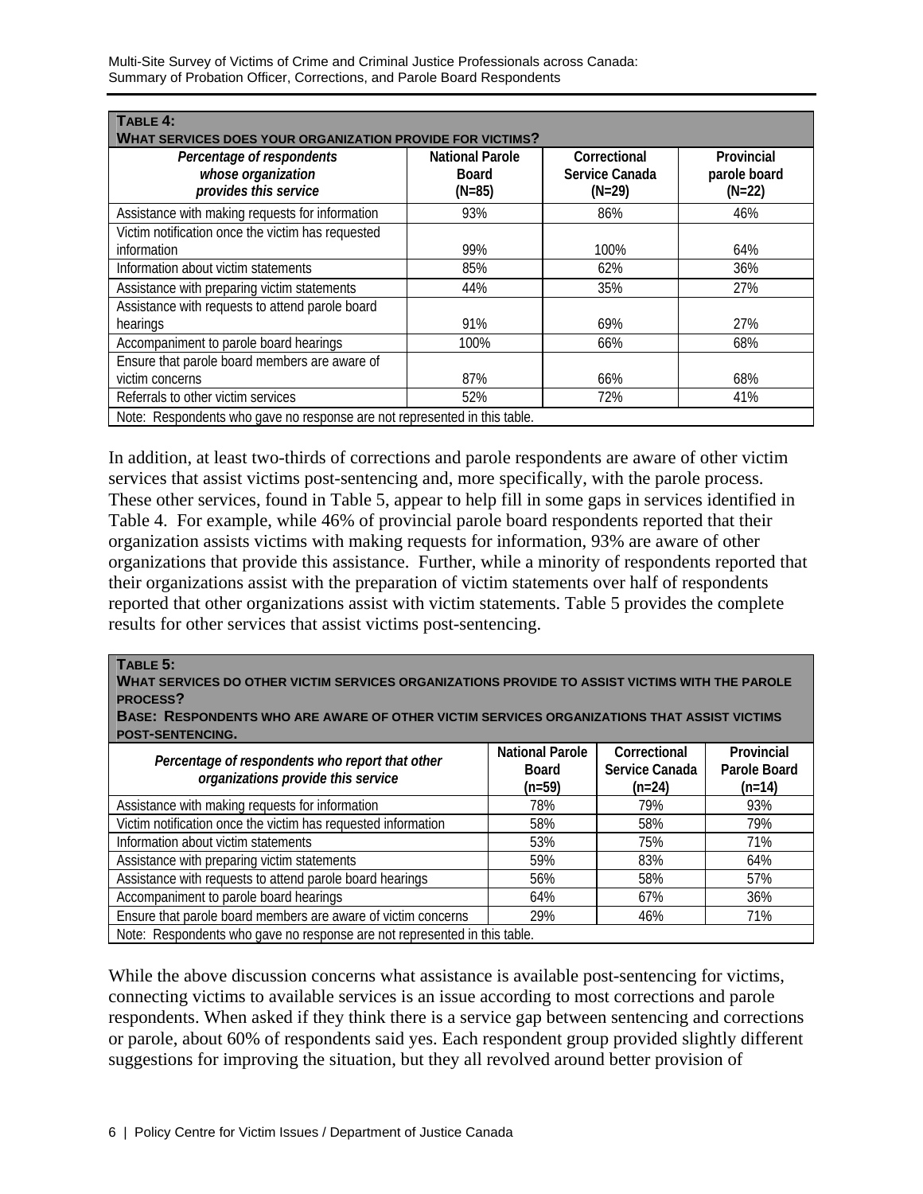**TABLE 4:**
**WHAT SERVICES DOES YOUR ORGANIZATION PROVIDE FOR VICTIMS?**

| *Percentage of respondents whose organization provides this service* | National Parole Board (N=85) | Correctional Service Canada (N=29) | Provincial parole board (N=22) |
|---|---|---|---|
| Assistance with making requests for information | 93% | 86% | 46% |
| Victim notification once the victim has requested information | 99% | 100% | 64% |
| Information about victim statements | 85% | 62% | 36% |
| Assistance with preparing victim statements | 44% | 35% | 27% |
| Assistance with requests to attend parole board hearings | 91% | 69% | 27% |
| Accompaniment to parole board hearings | 100% | 66% | 68% |
| Ensure that parole board members are aware of victim concerns | 87% | 66% | 68% |
| Referrals to other victim services | 52% | 72% | 41% |

Note: Respondents who gave no response are not represented in this table.

In addition, at least two-thirds of corrections and parole respondents are aware of other victim services that assist victims post-sentencing and, more specifically, with the parole process. These other services, found in Table 5, appear to help fill in some gaps in services identified in Table 4. For example, while 46% of provincial parole board respondents reported that their organization assists victims with making requests for information, 93% are aware of other organizations that provide this assistance. Further, while a minority of respondents reported that their organizations assist with the preparation of victim statements over half of respondents reported that other organizations assist with victim statements. Table 5 provides the complete results for other services that assist victims post-sentencing.

**TABLE 5:**
**WHAT SERVICES DO OTHER VICTIM SERVICES ORGANIZATIONS PROVIDE TO ASSIST VICTIMS WITH THE PAROLE PROCESS?**
**BASE: RESPONDENTS WHO ARE AWARE OF OTHER VICTIM SERVICES ORGANIZATIONS THAT ASSIST VICTIMS POST-SENTENCING.**

| *Percentage of respondents who report that other organizations provide this service* | National Parole Board (n=59) | Correctional Service Canada (n=24) | Provincial Parole Board (n=14) |
|---|---|---|---|
| Assistance with making requests for information | 78% | 79% | 93% |
| Victim notification once the victim has requested information | 58% | 58% | 79% |
| Information about victim statements | 53% | 75% | 71% |
| Assistance with preparing victim statements | 59% | 83% | 64% |
| Assistance with requests to attend parole board hearings | 56% | 58% | 57% |
| Accompaniment to parole board hearings | 64% | 67% | 36% |
| Ensure that parole board members are aware of victim concerns | 29% | 46% | 71% |

Note: Respondents who gave no response are not represented in this table.

While the above discussion concerns what assistance is available post-sentencing for victims, connecting victims to available services is an issue according to most corrections and parole respondents. When asked if they think there is a service gap between sentencing and corrections or parole, about 60% of respondents said yes. Each respondent group provided slightly different suggestions for improving the situation, but they all revolved around better provision of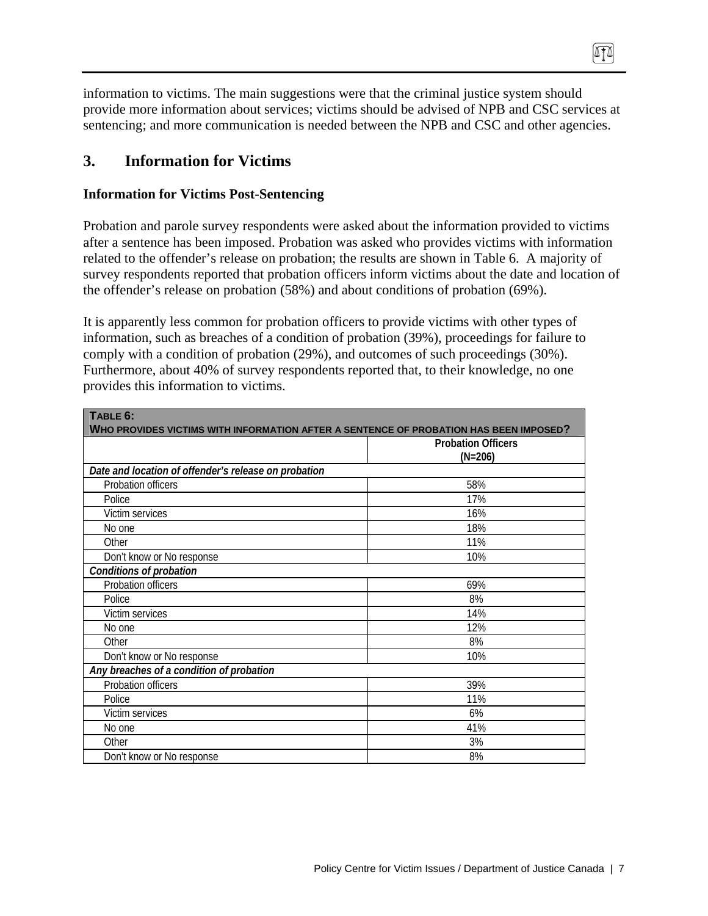information to victims. The main suggestions were that the criminal justice system should provide more information about services; victims should be advised of NPB and CSC services at sentencing; and more communication is needed between the NPB and CSC and other agencies.

## 3. Information for Victims

### Information for Victims Post-Sentencing

Probation and parole survey respondents were asked about the information provided to victims after a sentence has been imposed. Probation was asked who provides victims with information related to the offender's release on probation; the results are shown in Table 6. A majority of survey respondents reported that probation officers inform victims about the date and location of the offender's release on probation (58%) and about conditions of probation (69%).

It is apparently less common for probation officers to provide victims with other types of information, such as breaches of a condition of probation (39%), proceedings for failure to comply with a condition of probation (29%), and outcomes of such proceedings (30%). Furthermore, about 40% of survey respondents reported that, to their knowledge, no one provides this information to victims.

**TABLE 6: WHO PROVIDES VICTIMS WITH INFORMATION AFTER A SENTENCE OF PROBATION HAS BEEN IMPOSED?**

| | Probation Officers (N=206) |
|---|---|
| ***Date and location of offender's release on probation*** | |
| Probation officers | 58% |
| Police | 17% |
| Victim services | 16% |
| No one | 18% |
| Other | 11% |
| Don't know or No response | 10% |
| ***Conditions of probation*** | |
| Probation officers | 69% |
| Police | 8% |
| Victim services | 14% |
| No one | 12% |
| Other | 8% |
| Don't know or No response | 10% |
| ***Any breaches of a condition of probation*** | |
| Probation officers | 39% |
| Police | 11% |
| Victim services | 6% |
| No one | 41% |
| Other | 3% |
| Don't know or No response | 8% |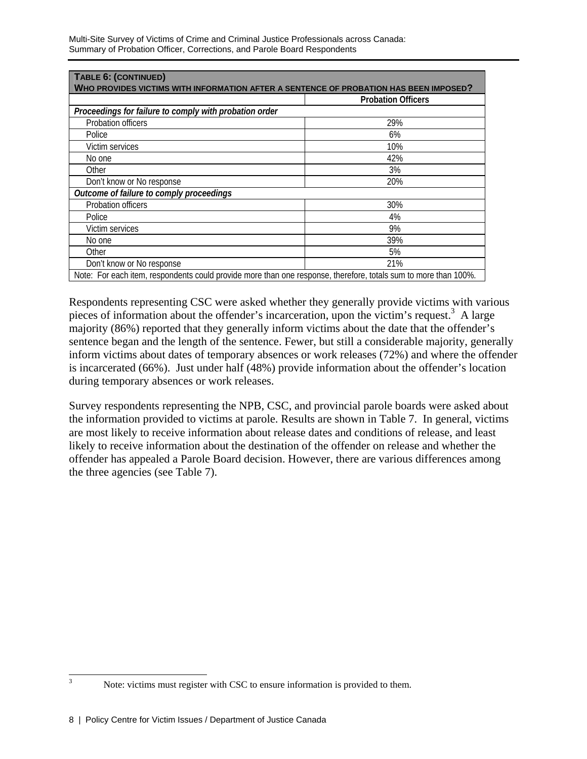| **TABLE 6: (CONTINUED)** <br> **WHO PROVIDES VICTIMS WITH INFORMATION AFTER A SENTENCE OF PROBATION HAS BEEN IMPOSED?** | |
|---|---|
| | **Probation Officers** |
| ***Proceedings for failure to comply with probation order*** | |
| Probation officers | 29% |
| Police | 6% |
| Victim services | 10% |
| No one | 42% |
| Other | 3% |
| Don't know or No response | 20% |
| ***Outcome of failure to comply proceedings*** | |
| Probation officers | 30% |
| Police | 4% |
| Victim services | 9% |
| No one | 39% |
| Other | 5% |
| Don't know or No response | 21% |
| Note: For each item, respondents could provide more than one response, therefore, totals sum to more than 100%. | |

Respondents representing CSC were asked whether they generally provide victims with various pieces of information about the offender's incarceration, upon the victim's request.[3] A large majority (86%) reported that they generally inform victims about the date that the offender's sentence began and the length of the sentence. Fewer, but still a considerable majority, generally inform victims about dates of temporary absences or work releases (72%) and where the offender is incarcerated (66%). Just under half (48%) provide information about the offender's location during temporary absences or work releases.

Survey respondents representing the NPB, CSC, and provincial parole boards were asked about the information provided to victims at parole. Results are shown in Table 7. In general, victims are most likely to receive information about release dates and conditions of release, and least likely to receive information about the destination of the offender on release and whether the offender has appealed a Parole Board decision. However, there are various differences among the three agencies (see Table 7).

[3] Note: victims must register with CSC to ensure information is provided to them.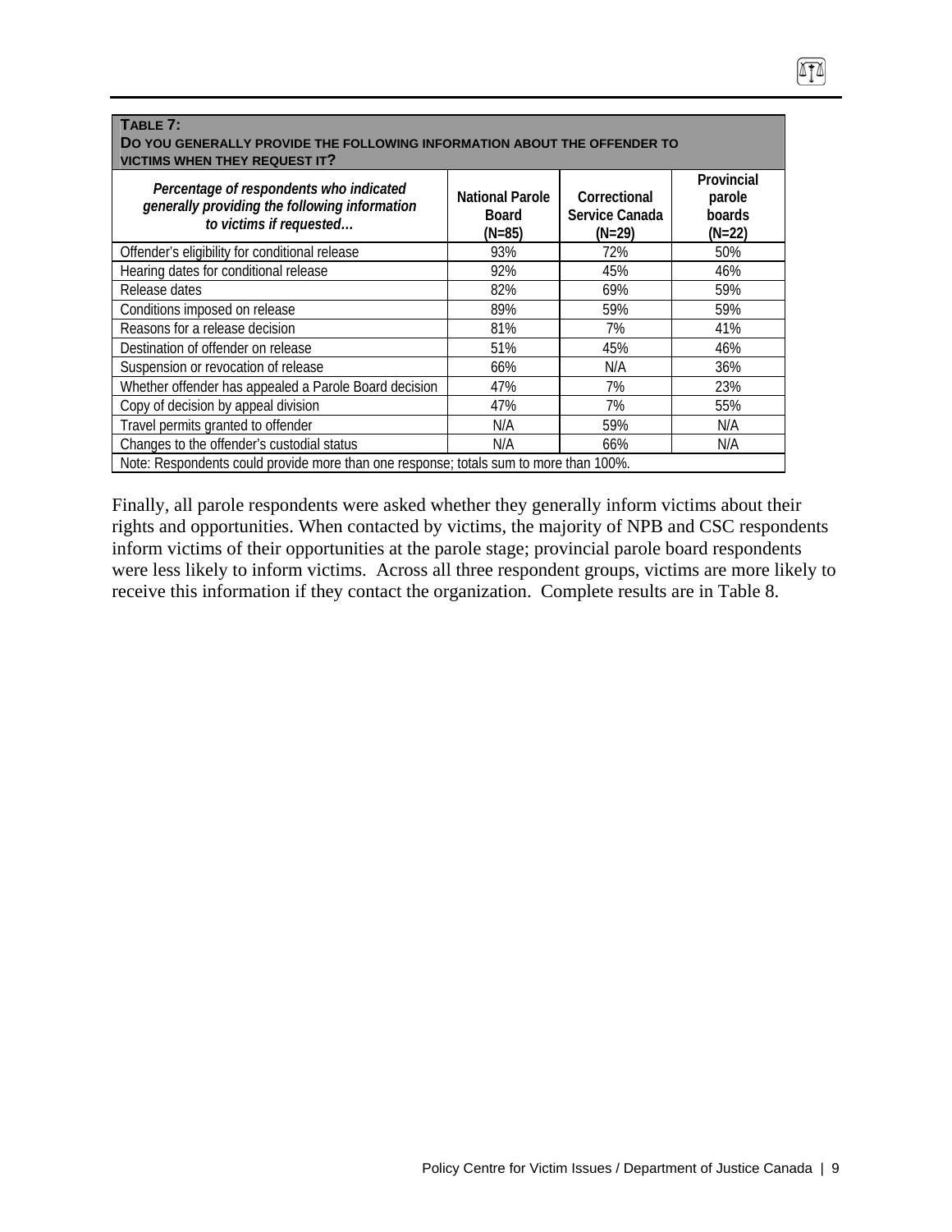**TABLE 7:**
**DO YOU GENERALLY PROVIDE THE FOLLOWING INFORMATION ABOUT THE OFFENDER TO VICTIMS WHEN THEY REQUEST IT?**

| *Percentage of respondents who indicated generally providing the following information to victims if requested…* | National Parole Board (N=85) | Correctional Service Canada (N=29) | Provincial parole boards (N=22) |
|---|---|---|---|
| Offender's eligibility for conditional release | 93% | 72% | 50% |
| Hearing dates for conditional release | 92% | 45% | 46% |
| Release dates | 82% | 69% | 59% |
| Conditions imposed on release | 89% | 59% | 59% |
| Reasons for a release decision | 81% | 7% | 41% |
| Destination of offender on release | 51% | 45% | 46% |
| Suspension or revocation of release | 66% | N/A | 36% |
| Whether offender has appealed a Parole Board decision | 47% | 7% | 23% |
| Copy of decision by appeal division | 47% | 7% | 55% |
| Travel permits granted to offender | N/A | 59% | N/A |
| Changes to the offender's custodial status | N/A | 66% | N/A |

Note: Respondents could provide more than one response; totals sum to more than 100%.

Finally, all parole respondents were asked whether they generally inform victims about their rights and opportunities. When contacted by victims, the majority of NPB and CSC respondents inform victims of their opportunities at the parole stage; provincial parole board respondents were less likely to inform victims. Across all three respondent groups, victims are more likely to receive this information if they contact the organization. Complete results are in Table 8.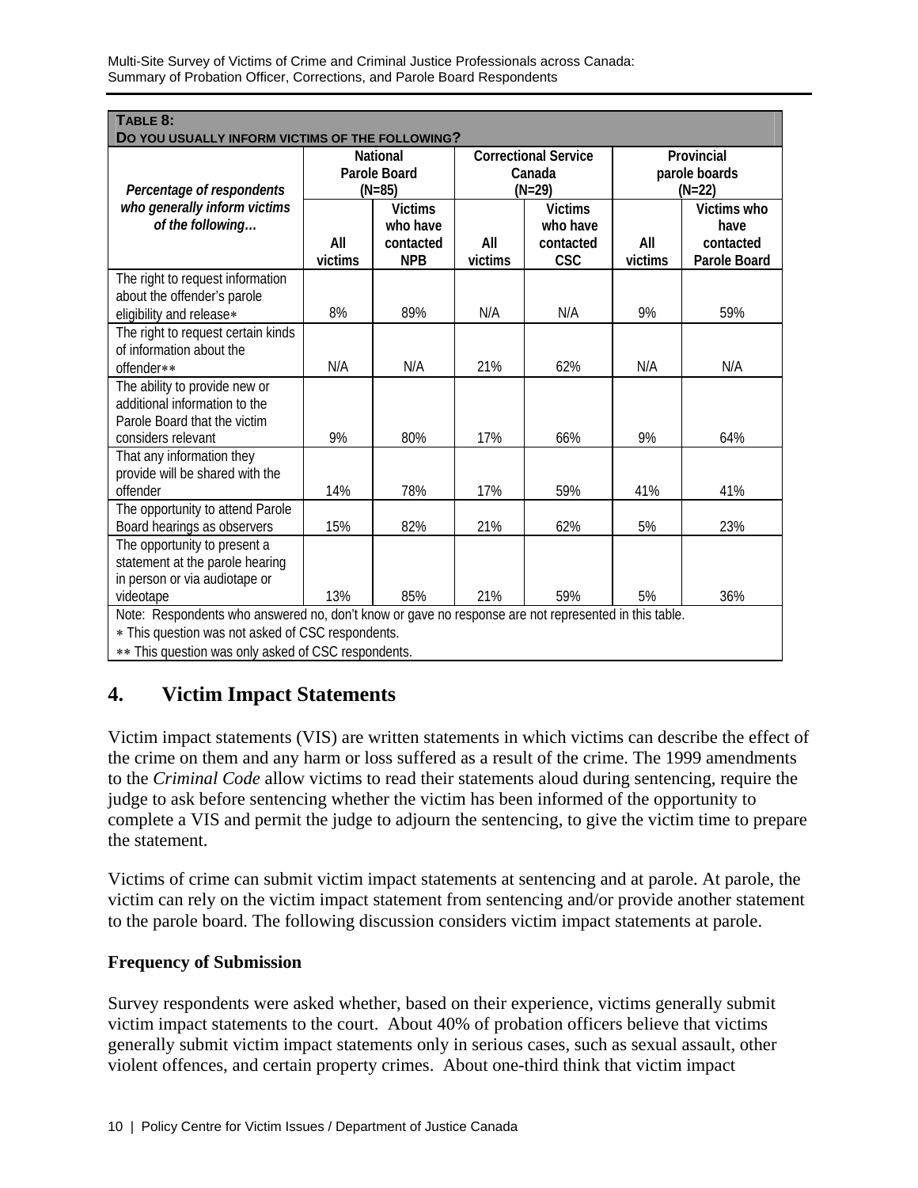**TABLE 8:**
**DO YOU USUALLY INFORM VICTIMS OF THE FOLLOWING?**

| *Percentage of respondents who generally inform victims of the following…* | National Parole Board (N=85) | | Correctional Service Canada (N=29) | | Provincial parole boards (N=22) | |
|---|---|---|---|---|---|---|
| | All victims | Victims who have contacted NPB | All victims | Victims who have contacted CSC | All victims | Victims who have contacted Parole Board |
| The right to request information about the offender's parole eligibility and release∗ | 8% | 89% | N/A | N/A | 9% | 59% |
| The right to request certain kinds of information about the offender∗∗ | N/A | N/A | 21% | 62% | N/A | N/A |
| The ability to provide new or additional information to the Parole Board that the victim considers relevant | 9% | 80% | 17% | 66% | 9% | 64% |
| That any information they provide will be shared with the offender | 14% | 78% | 17% | 59% | 41% | 41% |
| The opportunity to attend Parole Board hearings as observers | 15% | 82% | 21% | 62% | 5% | 23% |
| The opportunity to present a statement at the parole hearing in person or via audiotape or videotape | 13% | 85% | 21% | 59% | 5% | 36% |

Note: Respondents who answered no, don't know or gave no response are not represented in this table.
∗ This question was not asked of CSC respondents.
∗∗ This question was only asked of CSC respondents.

## 4. Victim Impact Statements

Victim impact statements (VIS) are written statements in which victims can describe the effect of the crime on them and any harm or loss suffered as a result of the crime. The 1999 amendments to the *Criminal Code* allow victims to read their statements aloud during sentencing, require the judge to ask before sentencing whether the victim has been informed of the opportunity to complete a VIS and permit the judge to adjourn the sentencing, to give the victim time to prepare the statement.

Victims of crime can submit victim impact statements at sentencing and at parole. At parole, the victim can rely on the victim impact statement from sentencing and/or provide another statement to the parole board. The following discussion considers victim impact statements at parole.

### Frequency of Submission

Survey respondents were asked whether, based on their experience, victims generally submit victim impact statements to the court. About 40% of probation officers believe that victims generally submit victim impact statements only in serious cases, such as sexual assault, other violent offences, and certain property crimes. About one-third think that victim impact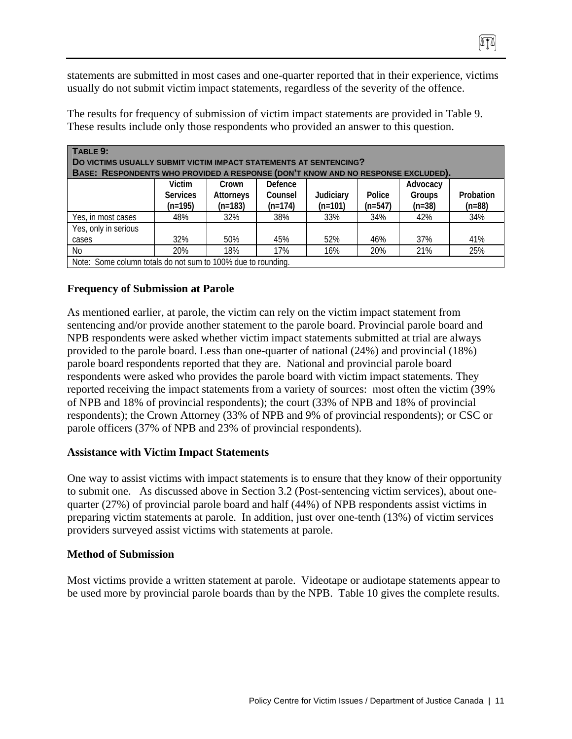statements are submitted in most cases and one-quarter reported that in their experience, victims usually do not submit victim impact statements, regardless of the severity of the offence.

The results for frequency of submission of victim impact statements are provided in Table 9. These results include only those respondents who provided an answer to this question.

**TABLE 9:**
**DO VICTIMS USUALLY SUBMIT VICTIM IMPACT STATEMENTS AT SENTENCING?**
**BASE: RESPONDENTS WHO PROVIDED A RESPONSE (DON'T KNOW AND NO RESPONSE EXCLUDED).**

| | Victim Services (n=195) | Crown Attorneys (n=183) | Defence Counsel (n=174) | Judiciary (n=101) | Police (n=547) | Advocacy Groups (n=38) | Probation (n=88) |
|---|---|---|---|---|---|---|---|
| Yes, in most cases | 48% | 32% | 38% | 33% | 34% | 42% | 34% |
| Yes, only in serious cases | 32% | 50% | 45% | 52% | 46% | 37% | 41% |
| No | 20% | 18% | 17% | 16% | 20% | 21% | 25% |

Note: Some column totals do not sum to 100% due to rounding.

### Frequency of Submission at Parole

As mentioned earlier, at parole, the victim can rely on the victim impact statement from sentencing and/or provide another statement to the parole board. Provincial parole board and NPB respondents were asked whether victim impact statements submitted at trial are always provided to the parole board. Less than one-quarter of national (24%) and provincial (18%) parole board respondents reported that they are. National and provincial parole board respondents were asked who provides the parole board with victim impact statements. They reported receiving the impact statements from a variety of sources: most often the victim (39% of NPB and 18% of provincial respondents); the court (33% of NPB and 18% of provincial respondents); the Crown Attorney (33% of NPB and 9% of provincial respondents); or CSC or parole officers (37% of NPB and 23% of provincial respondents).

### Assistance with Victim Impact Statements

One way to assist victims with impact statements is to ensure that they know of their opportunity to submit one. As discussed above in Section 3.2 (Post-sentencing victim services), about one-quarter (27%) of provincial parole board and half (44%) of NPB respondents assist victims in preparing victim statements at parole. In addition, just over one-tenth (13%) of victim services providers surveyed assist victims with statements at parole.

### Method of Submission

Most victims provide a written statement at parole. Videotape or audiotape statements appear to be used more by provincial parole boards than by the NPB. Table 10 gives the complete results.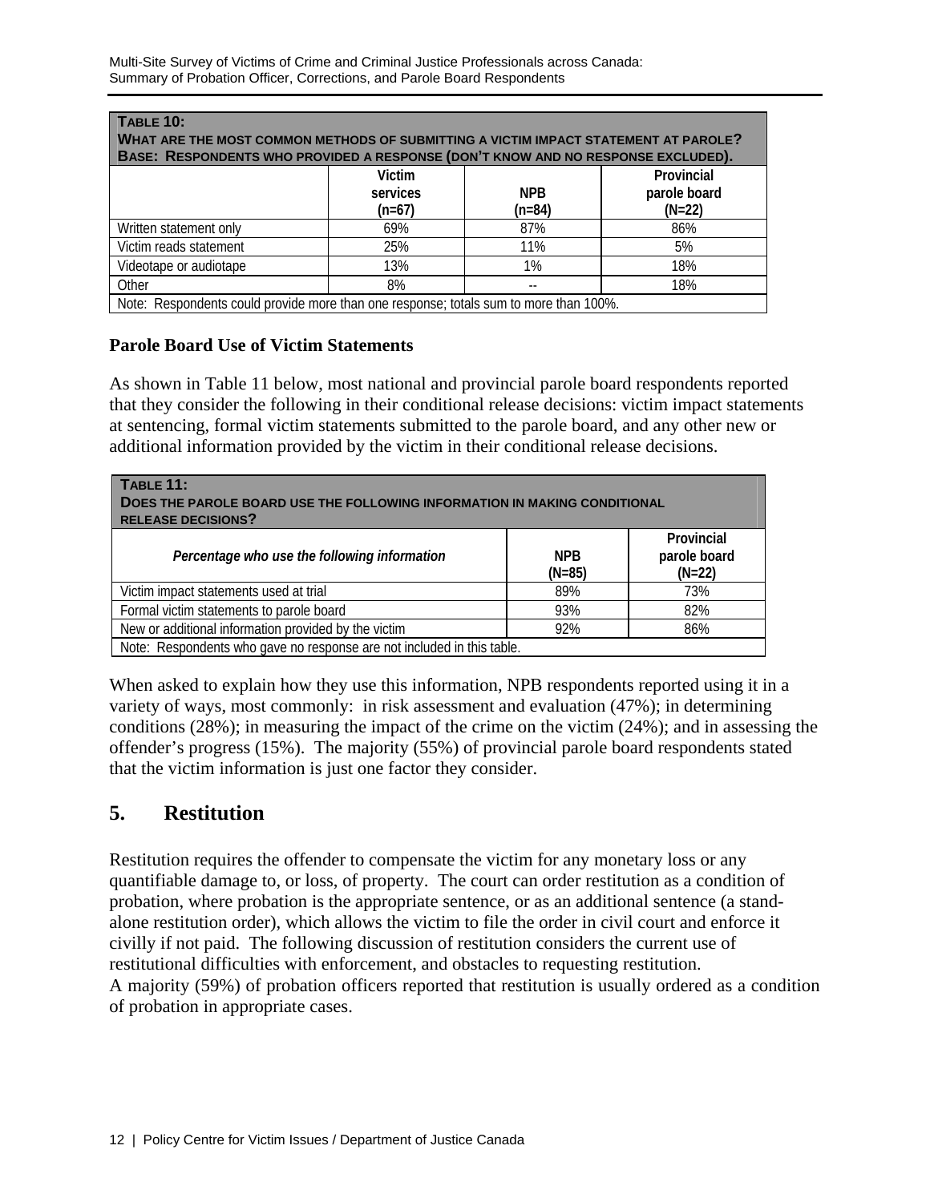**TABLE 10:**
**WHAT ARE THE MOST COMMON METHODS OF SUBMITTING A VICTIM IMPACT STATEMENT AT PAROLE?**
**BASE: RESPONDENTS WHO PROVIDED A RESPONSE (DON'T KNOW AND NO RESPONSE EXCLUDED).**

| | Victim services (n=67) | NPB (n=84) | Provincial parole board (N=22) |
|---|---|---|---|
| Written statement only | 69% | 87% | 86% |
| Victim reads statement | 25% | 11% | 5% |
| Videotape or audiotape | 13% | 1% | 18% |
| Other | 8% | -- | 18% |

Note: Respondents could provide more than one response; totals sum to more than 100%.

**Parole Board Use of Victim Statements**

As shown in Table 11 below, most national and provincial parole board respondents reported that they consider the following in their conditional release decisions: victim impact statements at sentencing, formal victim statements submitted to the parole board, and any other new or additional information provided by the victim in their conditional release decisions.

**TABLE 11:**
**DOES THE PAROLE BOARD USE THE FOLLOWING INFORMATION IN MAKING CONDITIONAL RELEASE DECISIONS?**

| *Percentage who use the following information* | NPB (N=85) | Provincial parole board (N=22) |
|---|---|---|
| Victim impact statements used at trial | 89% | 73% |
| Formal victim statements to parole board | 93% | 82% |
| New or additional information provided by the victim | 92% | 86% |

Note: Respondents who gave no response are not included in this table.

When asked to explain how they use this information, NPB respondents reported using it in a variety of ways, most commonly: in risk assessment and evaluation (47%); in determining conditions (28%); in measuring the impact of the crime on the victim (24%); and in assessing the offender's progress (15%). The majority (55%) of provincial parole board respondents stated that the victim information is just one factor they consider.

## 5. Restitution

Restitution requires the offender to compensate the victim for any monetary loss or any quantifiable damage to, or loss, of property. The court can order restitution as a condition of probation, where probation is the appropriate sentence, or as an additional sentence (a stand-alone restitution order), which allows the victim to file the order in civil court and enforce it civilly if not paid. The following discussion of restitution considers the current use of restitutional difficulties with enforcement, and obstacles to requesting restitution.

A majority (59%) of probation officers reported that restitution is usually ordered as a condition of probation in appropriate cases.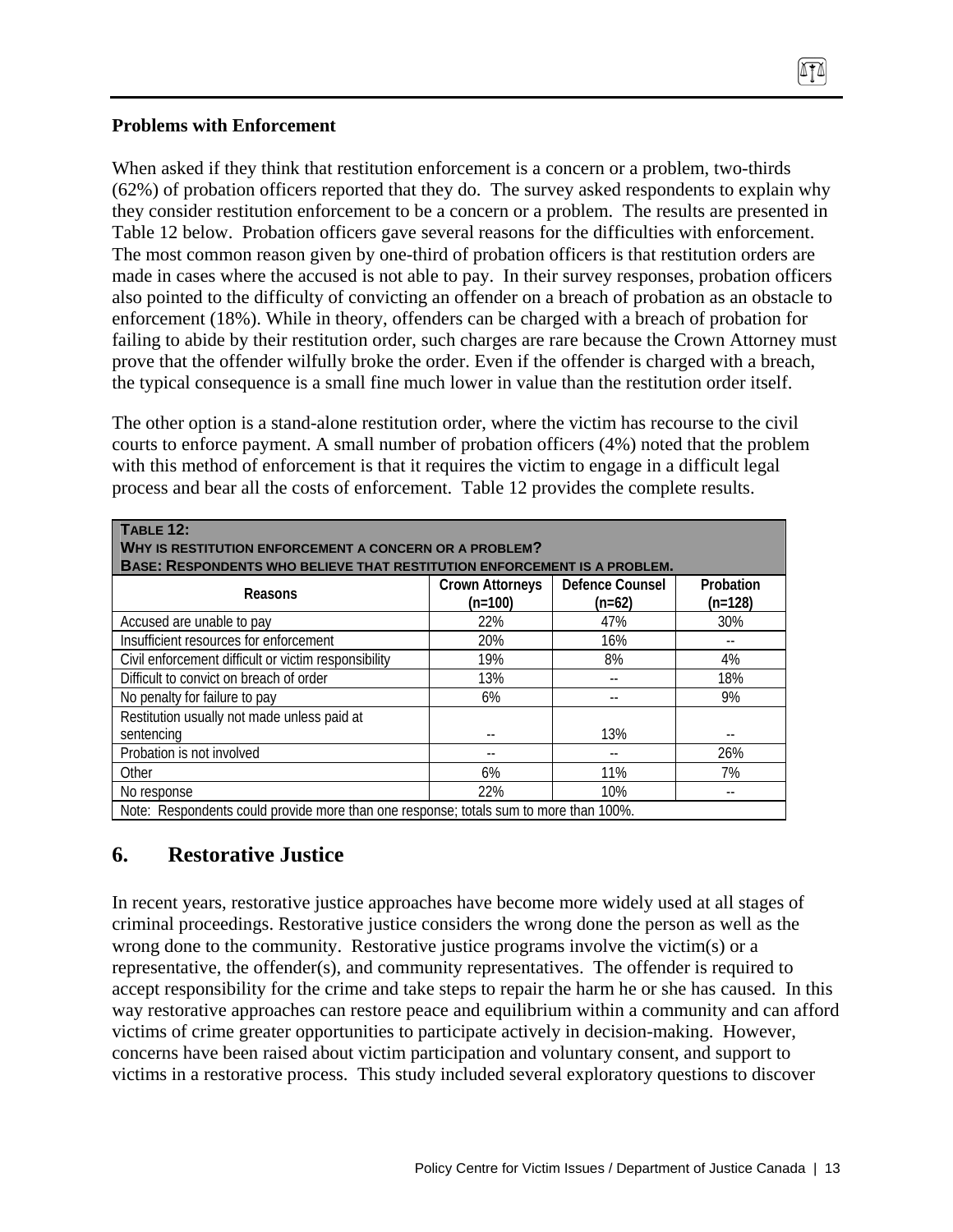**Problems with Enforcement**

When asked if they think that restitution enforcement is a concern or a problem, two-thirds (62%) of probation officers reported that they do. The survey asked respondents to explain why they consider restitution enforcement to be a concern or a problem. The results are presented in Table 12 below. Probation officers gave several reasons for the difficulties with enforcement. The most common reason given by one-third of probation officers is that restitution orders are made in cases where the accused is not able to pay. In their survey responses, probation officers also pointed to the difficulty of convicting an offender on a breach of probation as an obstacle to enforcement (18%). While in theory, offenders can be charged with a breach of probation for failing to abide by their restitution order, such charges are rare because the Crown Attorney must prove that the offender wilfully broke the order. Even if the offender is charged with a breach, the typical consequence is a small fine much lower in value than the restitution order itself.

The other option is a stand-alone restitution order, where the victim has recourse to the civil courts to enforce payment. A small number of probation officers (4%) noted that the problem with this method of enforcement is that it requires the victim to engage in a difficult legal process and bear all the costs of enforcement. Table 12 provides the complete results.

**TABLE 12:**
**WHY IS RESTITUTION ENFORCEMENT A CONCERN OR A PROBLEM?**
**BASE: RESPONDENTS WHO BELIEVE THAT RESTITUTION ENFORCEMENT IS A PROBLEM.**

| Reasons | Crown Attorneys (n=100) | Defence Counsel (n=62) | Probation (n=128) |
|---|---|---|---|
| Accused are unable to pay | 22% | 47% | 30% |
| Insufficient resources for enforcement | 20% | 16% | -- |
| Civil enforcement difficult or victim responsibility | 19% | 8% | 4% |
| Difficult to convict on breach of order | 13% | -- | 18% |
| No penalty for failure to pay | 6% | -- | 9% |
| Restitution usually not made unless paid at sentencing | -- | 13% | -- |
| Probation is not involved | -- | -- | 26% |
| Other | 6% | 11% | 7% |
| No response | 22% | 10% | -- |

Note: Respondents could provide more than one response; totals sum to more than 100%.

## 6. Restorative Justice

In recent years, restorative justice approaches have become more widely used at all stages of criminal proceedings. Restorative justice considers the wrong done the person as well as the wrong done to the community. Restorative justice programs involve the victim(s) or a representative, the offender(s), and community representatives. The offender is required to accept responsibility for the crime and take steps to repair the harm he or she has caused. In this way restorative approaches can restore peace and equilibrium within a community and can afford victims of crime greater opportunities to participate actively in decision-making. However, concerns have been raised about victim participation and voluntary consent, and support to victims in a restorative process. This study included several exploratory questions to discover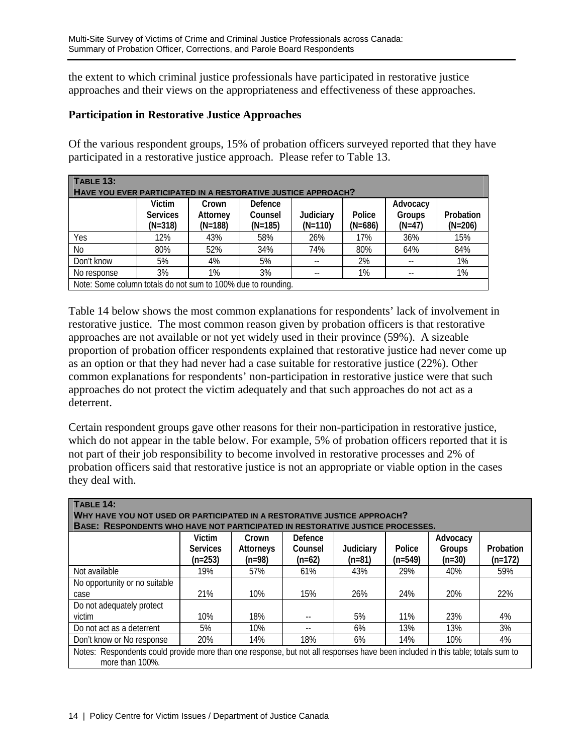the extent to which criminal justice professionals have participated in restorative justice approaches and their views on the appropriateness and effectiveness of these approaches.

### Participation in Restorative Justice Approaches

Of the various respondent groups, 15% of probation officers surveyed reported that they have participated in a restorative justice approach. Please refer to Table 13.

**TABLE 13: HAVE YOU EVER PARTICIPATED IN A RESTORATIVE JUSTICE APPROACH?**

| | Victim Services (N=318) | Crown Attorney (N=188) | Defence Counsel (N=185) | Judiciary (N=110) | Police (N=686) | Advocacy Groups (N=47) | Probation (N=206) |
|---|---|---|---|---|---|---|---|
| Yes | 12% | 43% | 58% | 26% | 17% | 36% | 15% |
| No | 80% | 52% | 34% | 74% | 80% | 64% | 84% |
| Don't know | 5% | 4% | 5% | -- | 2% | -- | 1% |
| No response | 3% | 1% | 3% | -- | 1% | -- | 1% |

Note: Some column totals do not sum to 100% due to rounding.

Table 14 below shows the most common explanations for respondents' lack of involvement in restorative justice. The most common reason given by probation officers is that restorative approaches are not available or not yet widely used in their province (59%). A sizeable proportion of probation officer respondents explained that restorative justice had never come up as an option or that they had never had a case suitable for restorative justice (22%). Other common explanations for respondents' non-participation in restorative justice were that such approaches do not protect the victim adequately and that such approaches do not act as a deterrent.

Certain respondent groups gave other reasons for their non-participation in restorative justice, which do not appear in the table below. For example, 5% of probation officers reported that it is not part of their job responsibility to become involved in restorative processes and 2% of probation officers said that restorative justice is not an appropriate or viable option in the cases they deal with.

**TABLE 14: WHY HAVE YOU NOT USED OR PARTICIPATED IN A RESTORATIVE JUSTICE APPROACH? BASE: RESPONDENTS WHO HAVE NOT PARTICIPATED IN RESTORATIVE JUSTICE PROCESSES.**

| | Victim Services (n=253) | Crown Attorneys (n=98) | Defence Counsel (n=62) | Judiciary (n=81) | Police (n=549) | Advocacy Groups (n=30) | Probation (n=172) |
|---|---|---|---|---|---|---|---|
| Not available | 19% | 57% | 61% | 43% | 29% | 40% | 59% |
| No opportunity or no suitable case | 21% | 10% | 15% | 26% | 24% | 20% | 22% |
| Do not adequately protect victim | 10% | 18% | -- | 5% | 11% | 23% | 4% |
| Do not act as a deterrent | 5% | 10% | -- | 6% | 13% | 13% | 3% |
| Don't know or No response | 20% | 14% | 18% | 6% | 14% | 10% | 4% |

Notes: Respondents could provide more than one response, but not all responses have been included in this table; totals sum to more than 100%.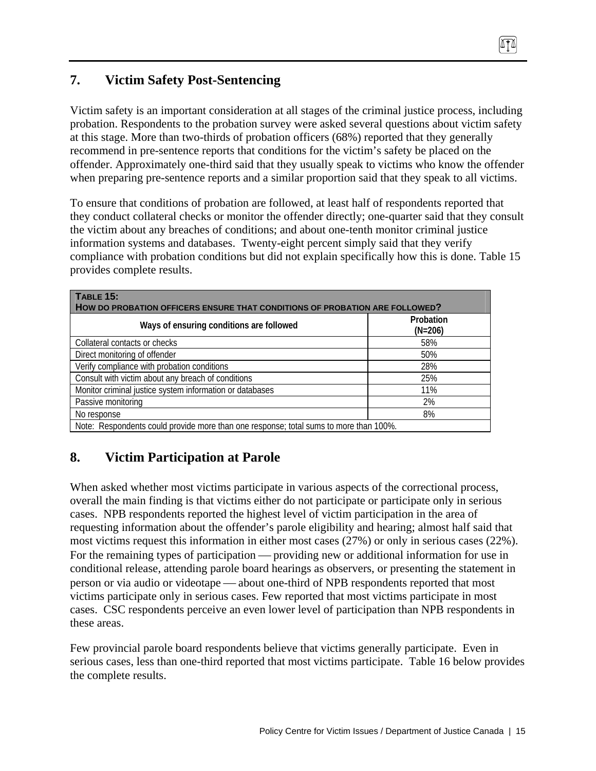## 7. Victim Safety Post-Sentencing

Victim safety is an important consideration at all stages of the criminal justice process, including probation. Respondents to the probation survey were asked several questions about victim safety at this stage. More than two-thirds of probation officers (68%) reported that they generally recommend in pre-sentence reports that conditions for the victim's safety be placed on the offender. Approximately one-third said that they usually speak to victims who know the offender when preparing pre-sentence reports and a similar proportion said that they speak to all victims.

To ensure that conditions of probation are followed, at least half of respondents reported that they conduct collateral checks or monitor the offender directly; one-quarter said that they consult the victim about any breaches of conditions; and about one-tenth monitor criminal justice information systems and databases. Twenty-eight percent simply said that they verify compliance with probation conditions but did not explain specifically how this is done. Table 15 provides complete results.

**TABLE 15: HOW DO PROBATION OFFICERS ENSURE THAT CONDITIONS OF PROBATION ARE FOLLOWED?**

| Ways of ensuring conditions are followed | Probation (N=206) |
|---|---|
| Collateral contacts or checks | 58% |
| Direct monitoring of offender | 50% |
| Verify compliance with probation conditions | 28% |
| Consult with victim about any breach of conditions | 25% |
| Monitor criminal justice system information or databases | 11% |
| Passive monitoring | 2% |
| No response | 8% |
| Note: Respondents could provide more than one response; total sums to more than 100%. | |

## 8. Victim Participation at Parole

When asked whether most victims participate in various aspects of the correctional process, overall the main finding is that victims either do not participate or participate only in serious cases. NPB respondents reported the highest level of victim participation in the area of requesting information about the offender's parole eligibility and hearing; almost half said that most victims request this information in either most cases (27%) or only in serious cases (22%). For the remaining types of participation — providing new or additional information for use in conditional release, attending parole board hearings as observers, or presenting the statement in person or via audio or videotape — about one-third of NPB respondents reported that most victims participate only in serious cases. Few reported that most victims participate in most cases. CSC respondents perceive an even lower level of participation than NPB respondents in these areas.

Few provincial parole board respondents believe that victims generally participate. Even in serious cases, less than one-third reported that most victims participate. Table 16 below provides the complete results.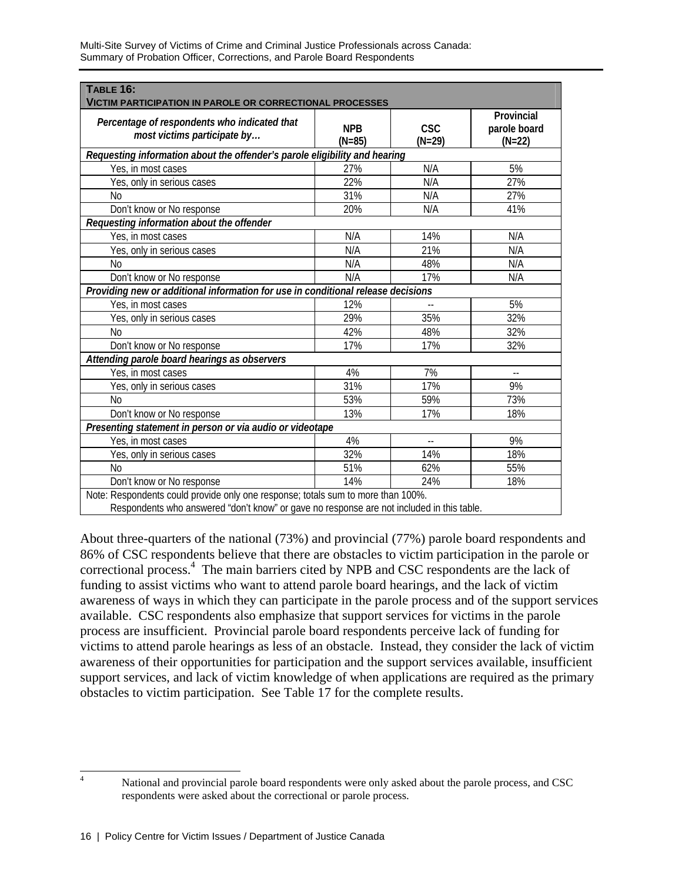**TABLE 16:**
**VICTIM PARTICIPATION IN PAROLE OR CORRECTIONAL PROCESSES**

| *Percentage of respondents who indicated that most victims participate by…* | NPB (N=85) | CSC (N=29) | Provincial parole board (N=22) |
|---|---|---|---|
| ***Requesting information about the offender's parole eligibility and hearing*** | | | |
| Yes, in most cases | 27% | N/A | 5% |
| Yes, only in serious cases | 22% | N/A | 27% |
| No | 31% | N/A | 27% |
| Don't know or No response | 20% | N/A | 41% |
| ***Requesting information about the offender*** | | | |
| Yes, in most cases | N/A | 14% | N/A |
| Yes, only in serious cases | N/A | 21% | N/A |
| No | N/A | 48% | N/A |
| Don't know or No response | N/A | 17% | N/A |
| ***Providing new or additional information for use in conditional release decisions*** | | | |
| Yes, in most cases | 12% | -- | 5% |
| Yes, only in serious cases | 29% | 35% | 32% |
| No | 42% | 48% | 32% |
| Don't know or No response | 17% | 17% | 32% |
| ***Attending parole board hearings as observers*** | | | |
| Yes, in most cases | 4% | 7% | -- |
| Yes, only in serious cases | 31% | 17% | 9% |
| No | 53% | 59% | 73% |
| Don't know or No response | 13% | 17% | 18% |
| ***Presenting statement in person or via audio or videotape*** | | | |
| Yes, in most cases | 4% | -- | 9% |
| Yes, only in serious cases | 32% | 14% | 18% |
| No | 51% | 62% | 55% |
| Don't know or No response | 14% | 24% | 18% |

Note: Respondents could provide only one response; totals sum to more than 100%.
Respondents who answered "don't know" or gave no response are not included in this table.

About three-quarters of the national (73%) and provincial (77%) parole board respondents and 86% of CSC respondents believe that there are obstacles to victim participation in the parole or correctional process.[4] The main barriers cited by NPB and CSC respondents are the lack of funding to assist victims who want to attend parole board hearings, and the lack of victim awareness of ways in which they can participate in the parole process and of the support services available. CSC respondents also emphasize that support services for victims in the parole process are insufficient. Provincial parole board respondents perceive lack of funding for victims to attend parole hearings as less of an obstacle. Instead, they consider the lack of victim awareness of their opportunities for participation and the support services available, insufficient support services, and lack of victim knowledge of when applications are required as the primary obstacles to victim participation. See Table 17 for the complete results.

[4] National and provincial parole board respondents were only asked about the parole process, and CSC respondents were asked about the correctional or parole process.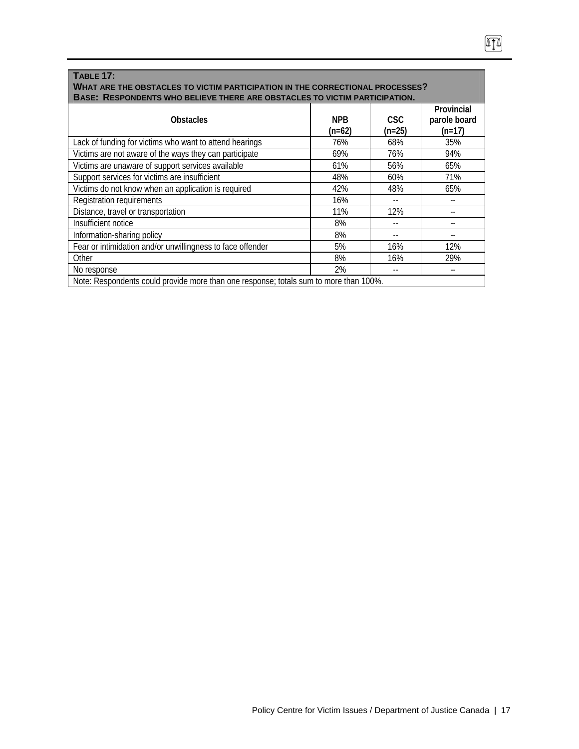**TABLE 17:**
**WHAT ARE THE OBSTACLES TO VICTIM PARTICIPATION IN THE CORRECTIONAL PROCESSES?**
**BASE: RESPONDENTS WHO BELIEVE THERE ARE OBSTACLES TO VICTIM PARTICIPATION.**

| Obstacles | NPB (n=62) | CSC (n=25) | Provincial parole board (n=17) |
|---|---|---|---|
| Lack of funding for victims who want to attend hearings | 76% | 68% | 35% |
| Victims are not aware of the ways they can participate | 69% | 76% | 94% |
| Victims are unaware of support services available | 61% | 56% | 65% |
| Support services for victims are insufficient | 48% | 60% | 71% |
| Victims do not know when an application is required | 42% | 48% | 65% |
| Registration requirements | 16% | -- | -- |
| Distance, travel or transportation | 11% | 12% | -- |
| Insufficient notice | 8% | -- | -- |
| Information-sharing policy | 8% | -- | -- |
| Fear or intimidation and/or unwillingness to face offender | 5% | 16% | 12% |
| Other | 8% | 16% | 29% |
| No response | 2% | -- | -- |

Note: Respondents could provide more than one response; totals sum to more than 100%.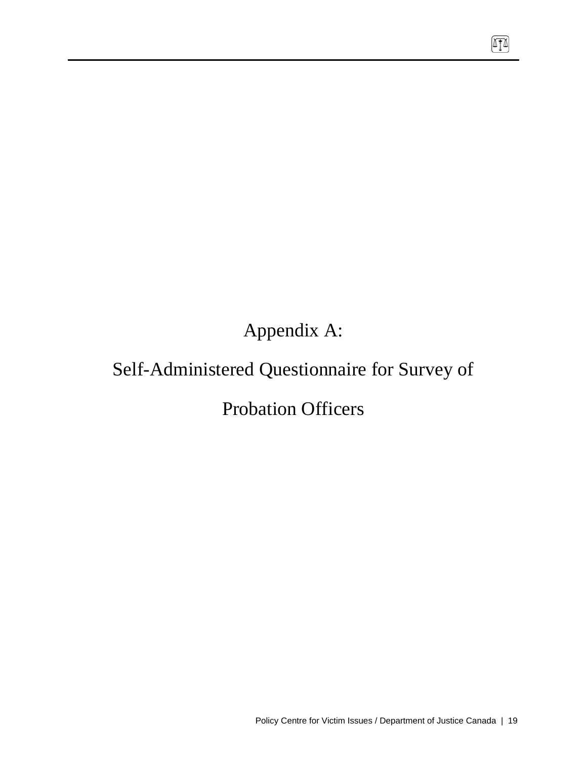# Appendix A:

# Self-Administered Questionnaire for Survey of Probation Officers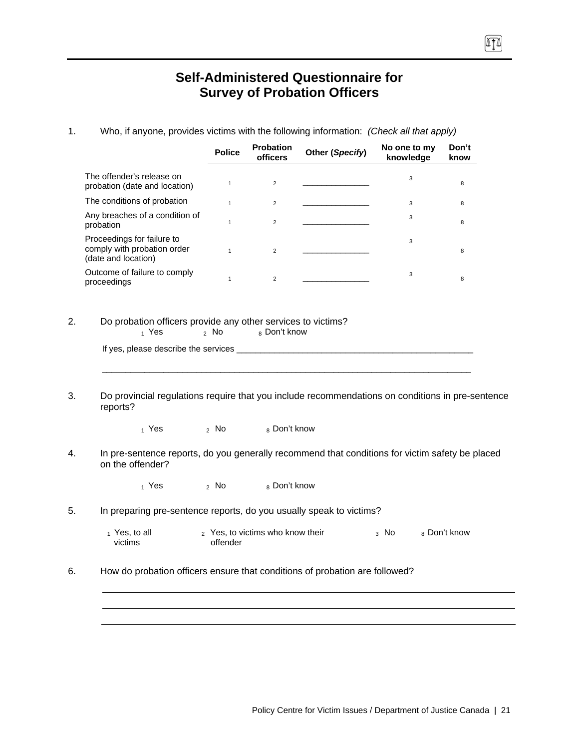# Self-Administered Questionnaire for Survey of Probation Officers

1. Who, if anyone, provides victims with the following information: *(Check all that apply)*

| | Police | Probation officers | Other (*Specify*) | No one to my knowledge | Don't know |
|---|---|---|---|---|---|
| The offender's release on probation (date and location) | 1 | 2 | _______________ | 3 | 8 |
| The conditions of probation | 1 | 2 | _______________ | 3 | 8 |
| Any breaches of a condition of probation | 1 | 2 | _______________ | 3 | 8 |
| Proceedings for failure to comply with probation order (date and location) | 1 | 2 | _______________ | 3 | 8 |
| Outcome of failure to comply proceedings | 1 | 2 | _______________ | 3 | 8 |

2. Do probation officers provide any other services to victims?

   1 Yes    2 No    8 Don't know

   If yes, please describe the services ___________________________________________________

   ___________________________________________________________________________

3. Do provincial regulations require that you include recommendations on conditions in pre-sentence reports?

   1 Yes    2 No    8 Don't know

4. In pre-sentence reports, do you generally recommend that conditions for victim safety be placed on the offender?

   1 Yes    2 No    8 Don't know

5. In preparing pre-sentence reports, do you usually speak to victims?

   1 Yes, to all victims    2 Yes, to victims who know their offender    3 No    8 Don't know

6. How do probation officers ensure that conditions of probation are followed?

   ___________________________________________________________________________

   ___________________________________________________________________________

   ___________________________________________________________________________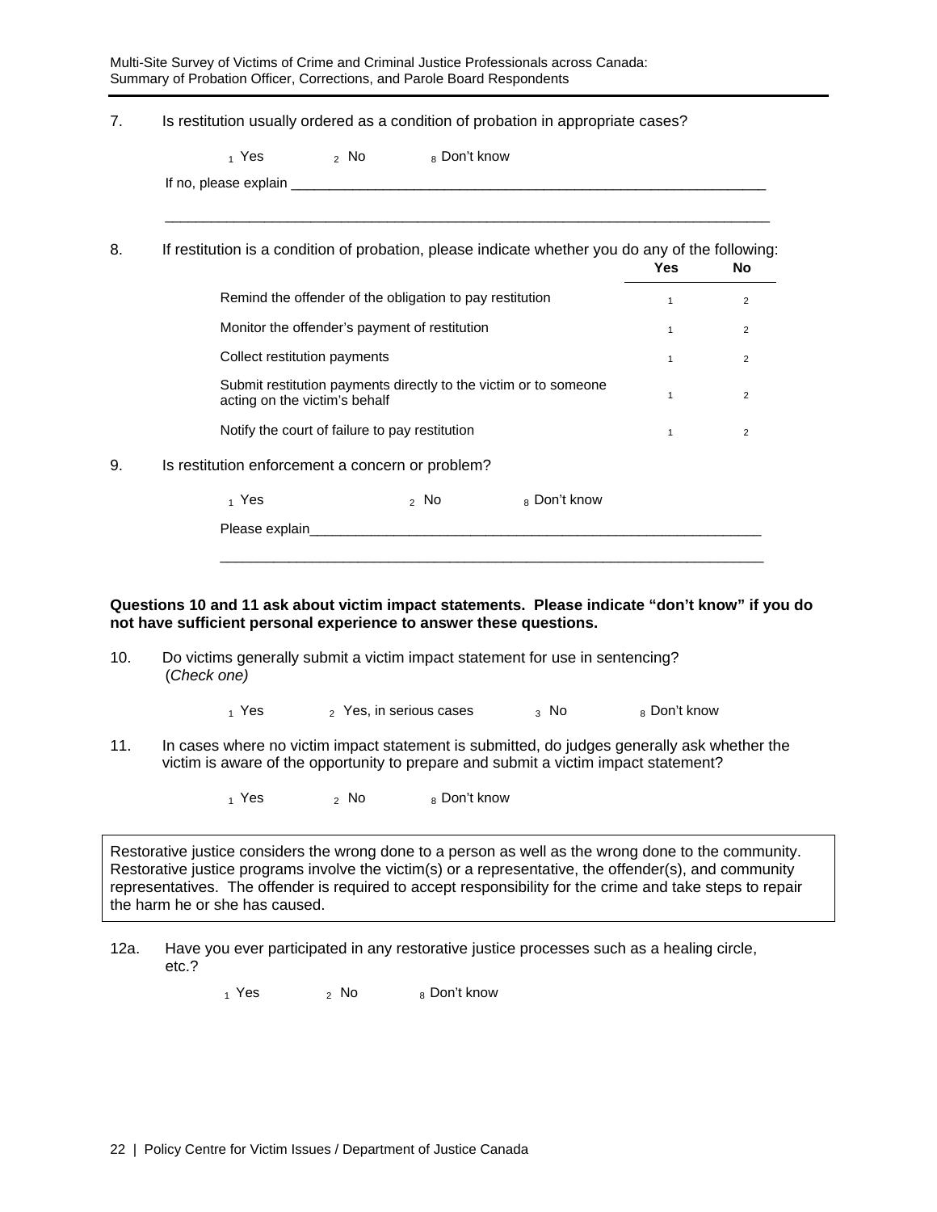7. Is restitution usually ordered as a condition of probation in appropriate cases?

   1 Yes    2 No    8 Don't know

   If no, please explain ___________________________________________________________

   ______________________________________________________________________________

8. If restitution is a condition of probation, please indicate whether you do any of the following:

| | Yes | No |
|---|---|---|
| Remind the offender of the obligation to pay restitution | 1 | 2 |
| Monitor the offender's payment of restitution | 1 | 2 |
| Collect restitution payments | 1 | 2 |
| Submit restitution payments directly to the victim or to someone acting on the victim's behalf | 1 | 2 |
| Notify the court of failure to pay restitution | 1 | 2 |

9. Is restitution enforcement a concern or problem?

   1 Yes    2 No    8 Don't know

   Please explain___________________________________________________________

   ______________________________________________________________________________

**Questions 10 and 11 ask about victim impact statements. Please indicate "don't know" if you do not have sufficient personal experience to answer these questions.**

10. Do victims generally submit a victim impact statement for use in sentencing? (*Check one)*

    1 Yes    2 Yes, in serious cases    3 No    8 Don't know

11. In cases where no victim impact statement is submitted, do judges generally ask whether the victim is aware of the opportunity to prepare and submit a victim impact statement?

    1 Yes    2 No    8 Don't know

Restorative justice considers the wrong done to a person as well as the wrong done to the community. Restorative justice programs involve the victim(s) or a representative, the offender(s), and community representatives. The offender is required to accept responsibility for the crime and take steps to repair the harm he or she has caused.

12a. Have you ever participated in any restorative justice processes such as a healing circle, etc.?

    1 Yes    2 No    8 Don't know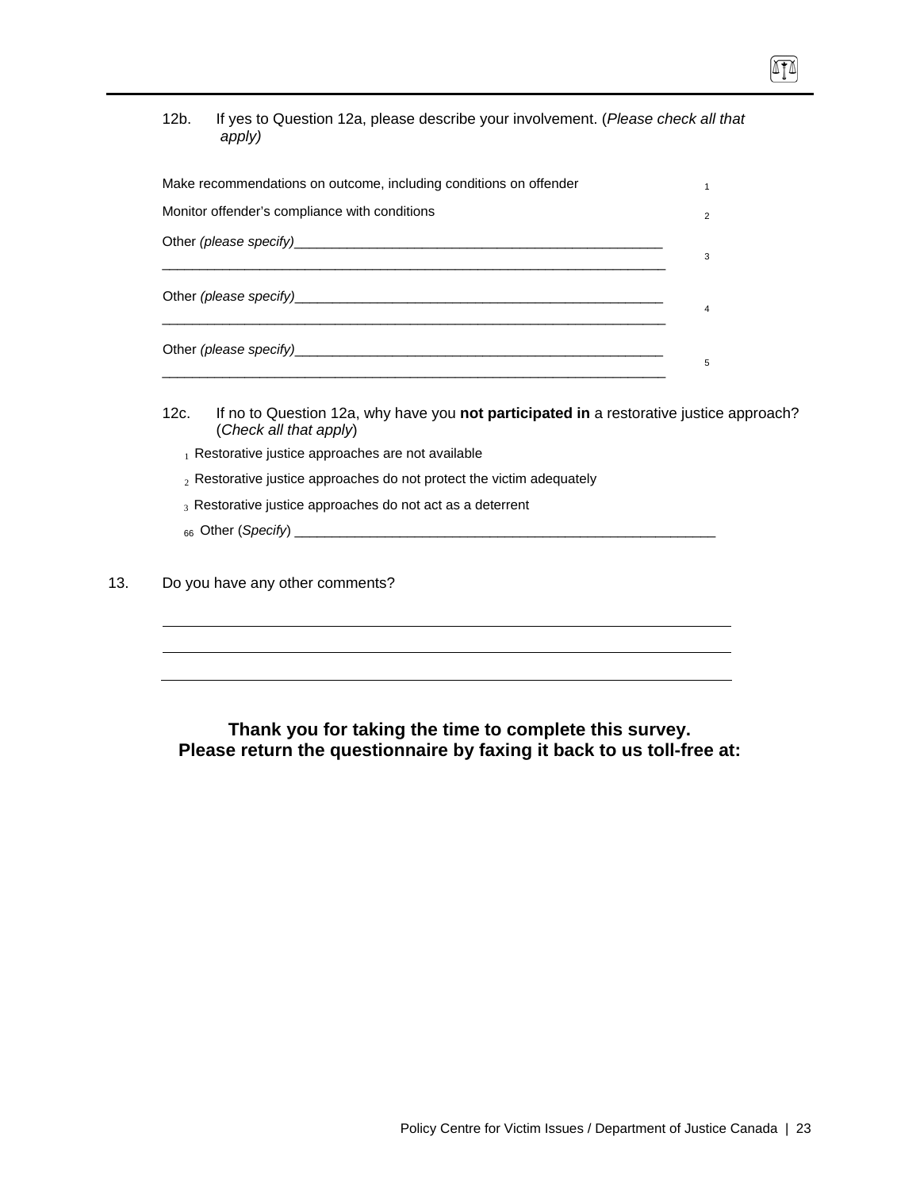12b. If yes to Question 12a, please describe your involvement. (*Please check all that apply)*

| | |
|---|---|
| Make recommendations on outcome, including conditions on offender | 1 |
| Monitor offender's compliance with conditions | 2 |
| Other *(please specify)*___________________________________________________ ______________________________________________________________________ | 3 |
| Other *(please specify)*___________________________________________________ ______________________________________________________________________ | 4 |
| Other *(please specify)*___________________________________________________ ______________________________________________________________________ | 5 |

12c. If no to Question 12a, why have you **not participated in** a restorative justice approach? (*Check all that apply*)

1 Restorative justice approaches are not available

2 Restorative justice approaches do not protect the victim adequately

3 Restorative justice approaches do not act as a deterrent

66 Other (*Specify*) ___________________________________________________________

13. Do you have any other comments?

______________________________________________________________________

______________________________________________________________________

______________________________________________________________________

**Thank you for taking the time to complete this survey.**
**Please return the questionnaire by faxing it back to us toll-free at:**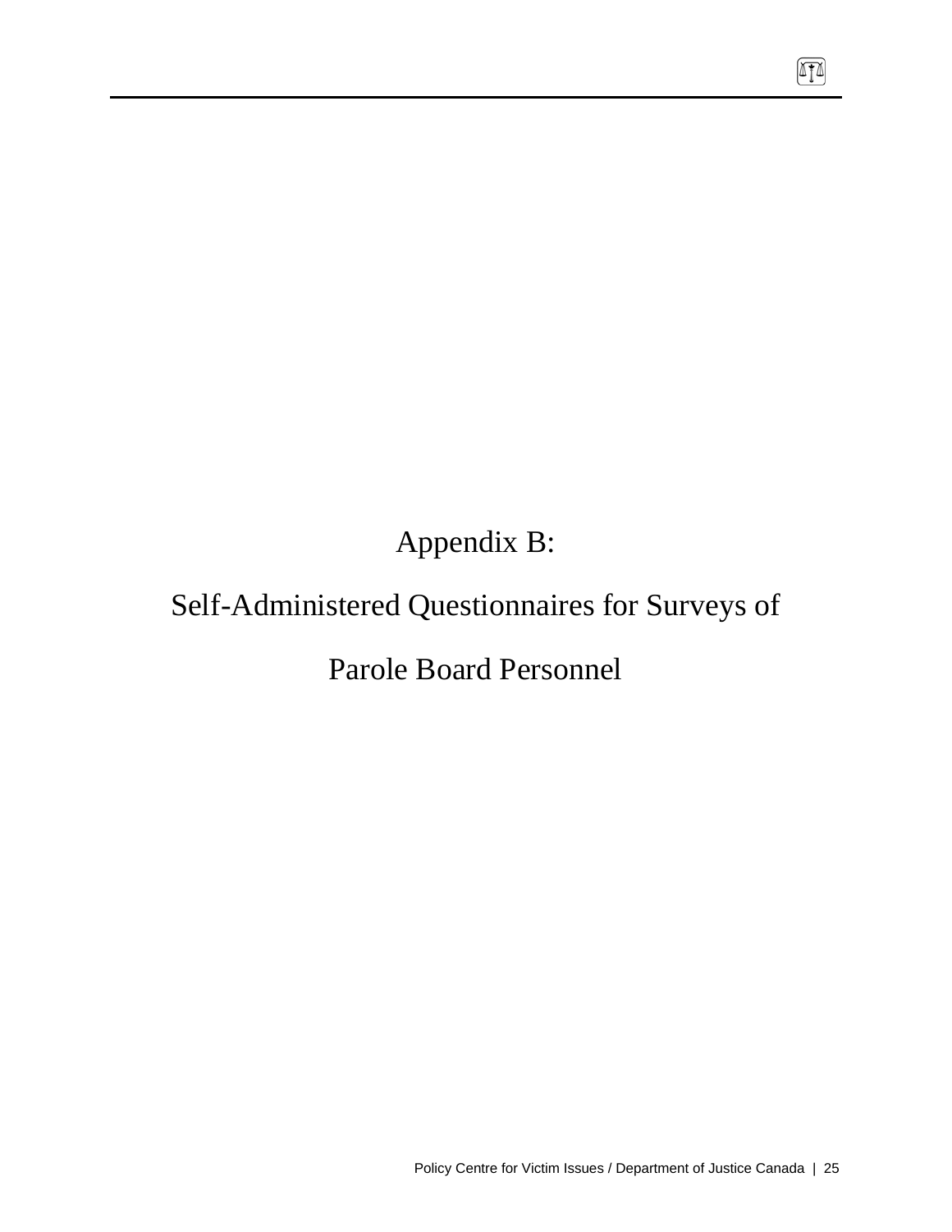# Appendix B:

# Self-Administered Questionnaires for Surveys of Parole Board Personnel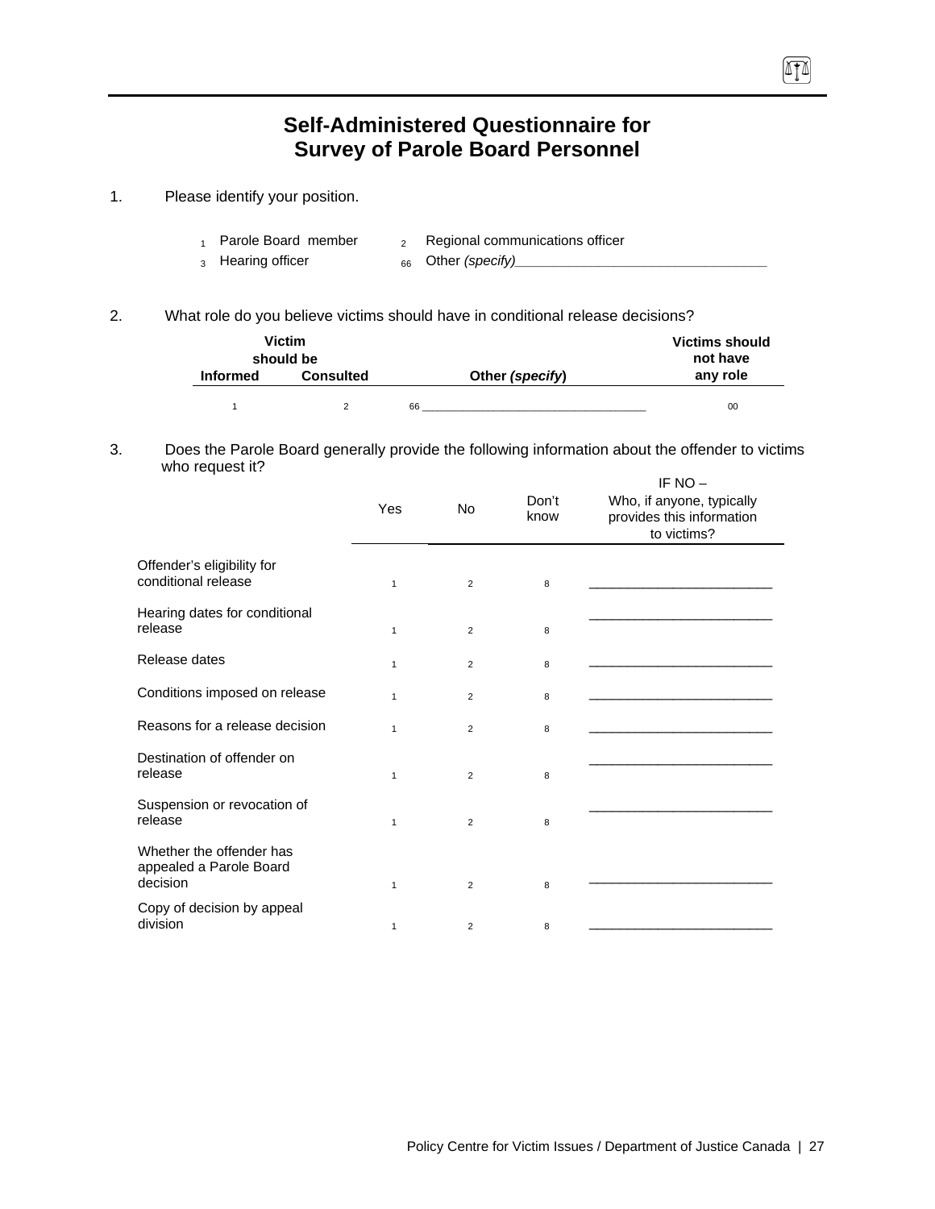# Self-Administered Questionnaire for Survey of Parole Board Personnel

1. Please identify your position.

   1 Parole Board member  
   2 Regional communications officer  
   3 Hearing officer  
   66 Other *(specify)*___________________________________

2. What role do you believe victims should have in conditional release decisions?

| Victim should be Informed | Victim should be Consulted | Other *(specify)* | Victims should not have any role |
|---|---|---|---|
| 1 | 2 | 66 ___________________________________ | 00 |

3. Does the Parole Board generally provide the following information about the offender to victims who request it?

| | Yes | No | Don't know | IF NO – Who, if anyone, typically provides this information to victims? |
|---|---|---|---|---|
| Offender's eligibility for conditional release | 1 | 2 | 8 | _________________________ |
| Hearing dates for conditional release | 1 | 2 | 8 | _________________________ |
| Release dates | 1 | 2 | 8 | _________________________ |
| Conditions imposed on release | 1 | 2 | 8 | _________________________ |
| Reasons for a release decision | 1 | 2 | 8 | _________________________ |
| Destination of offender on release | 1 | 2 | 8 | _________________________ |
| Suspension or revocation of release | 1 | 2 | 8 | _________________________ |
| Whether the offender has appealed a Parole Board decision | 1 | 2 | 8 | _________________________ |
| Copy of decision by appeal division | 1 | 2 | 8 | _________________________ |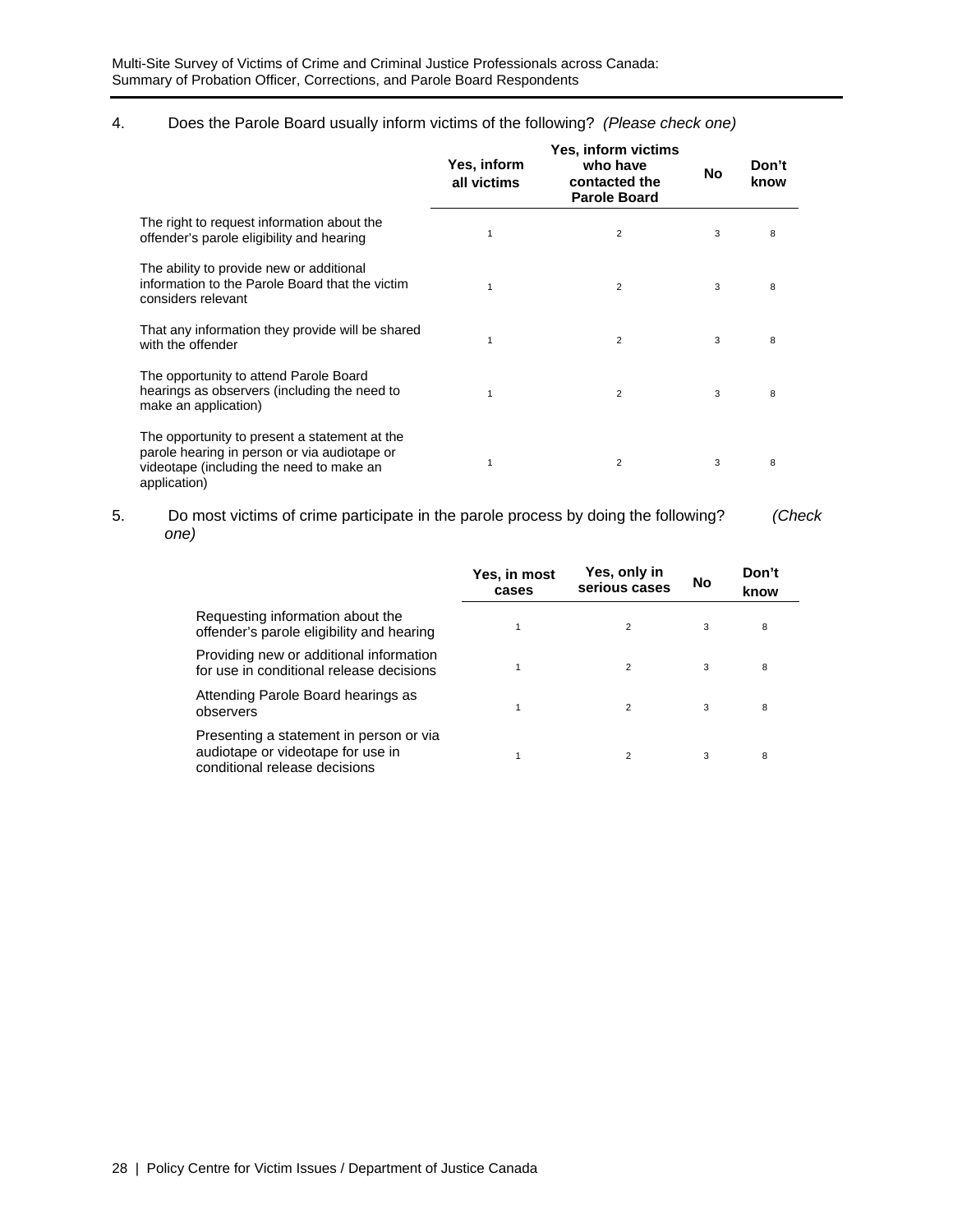4. Does the Parole Board usually inform victims of the following? *(Please check one)*

| | Yes, inform all victims | Yes, inform victims who have contacted the Parole Board | No | Don't know |
|---|---|---|---|---|
| The right to request information about the offender's parole eligibility and hearing | 1 | 2 | 3 | 8 |
| The ability to provide new or additional information to the Parole Board that the victim considers relevant | 1 | 2 | 3 | 8 |
| That any information they provide will be shared with the offender | 1 | 2 | 3 | 8 |
| The opportunity to attend Parole Board hearings as observers (including the need to make an application) | 1 | 2 | 3 | 8 |
| The opportunity to present a statement at the parole hearing in person or via audiotape or videotape (including the need to make an application) | 1 | 2 | 3 | 8 |

5. Do most victims of crime participate in the parole process by doing the following? *(Check one)*

| | Yes, in most cases | Yes, only in serious cases | No | Don't know |
|---|---|---|---|---|
| Requesting information about the offender's parole eligibility and hearing | 1 | 2 | 3 | 8 |
| Providing new or additional information for use in conditional release decisions | 1 | 2 | 3 | 8 |
| Attending Parole Board hearings as observers | 1 | 2 | 3 | 8 |
| Presenting a statement in person or via audiotape or videotape for use in conditional release decisions | 1 | 2 | 3 | 8 |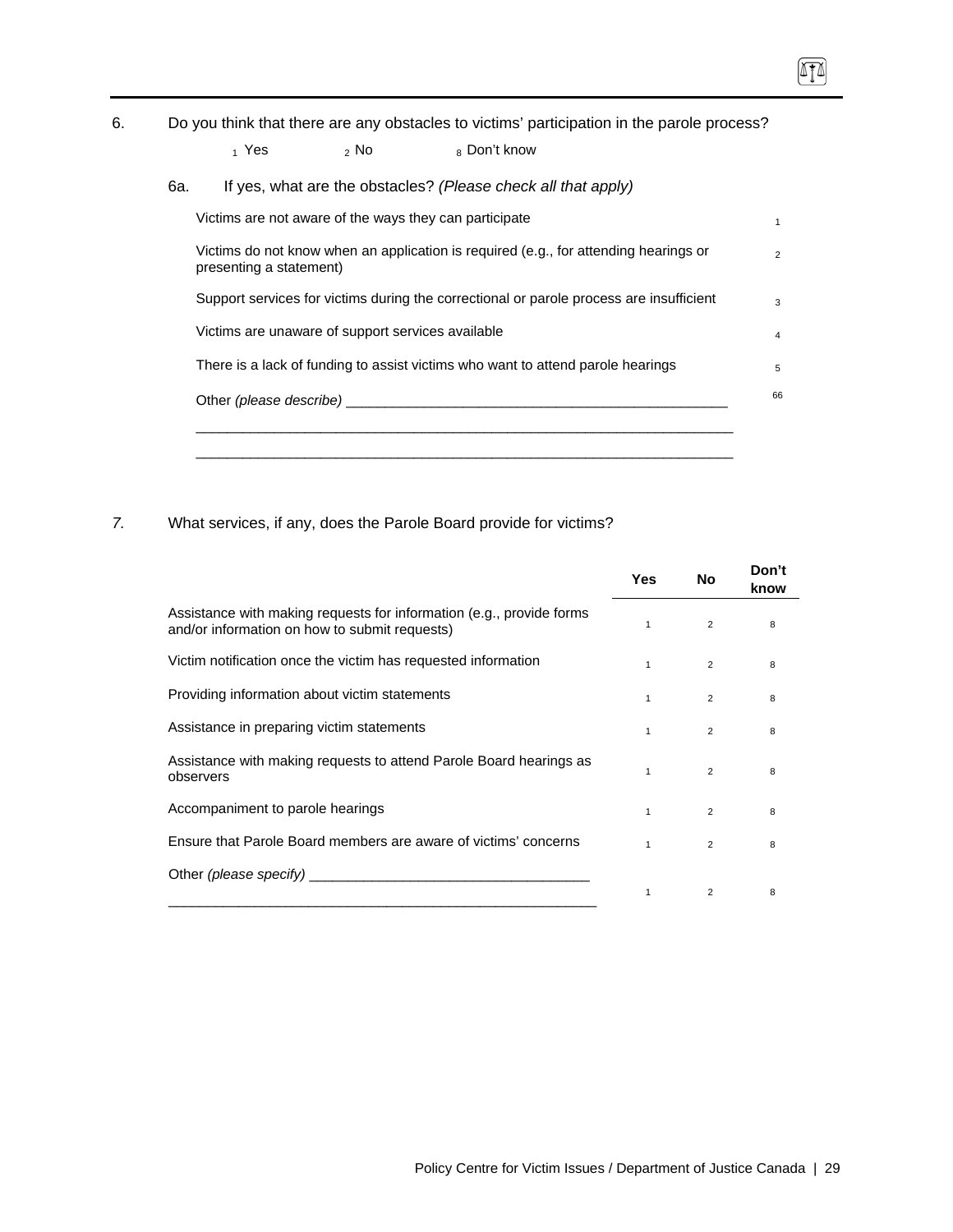6. Do you think that there are any obstacles to victims' participation in the parole process?

   1 Yes     2 No     8 Don't know

   6a. If yes, what are the obstacles? *(Please check all that apply)*

| | |
|---|---|
| Victims are not aware of the ways they can participate | 1 |
| Victims do not know when an application is required (e.g., for attending hearings or presenting a statement) | 2 |
| Support services for victims during the correctional or parole process are insufficient | 3 |
| Victims are unaware of support services available | 4 |
| There is a lack of funding to assist victims who want to attend parole hearings | 5 |
| Other *(please describe)* ___________________________________________ | 66 |

_______________________________________________________________

_______________________________________________________________

*7.* What services, if any, does the Parole Board provide for victims?

| | Yes | No | Don't know |
|---|---|---|---|
| Assistance with making requests for information (e.g., provide forms and/or information on how to submit requests) | 1 | 2 | 8 |
| Victim notification once the victim has requested information | 1 | 2 | 8 |
| Providing information about victim statements | 1 | 2 | 8 |
| Assistance in preparing victim statements | 1 | 2 | 8 |
| Assistance with making requests to attend Parole Board hearings as observers | 1 | 2 | 8 |
| Accompaniment to parole hearings | 1 | 2 | 8 |
| Ensure that Parole Board members are aware of victims' concerns | 1 | 2 | 8 |
| Other *(please specify)* ______________________________ ___________________________________________ | 1 | 2 | 8 |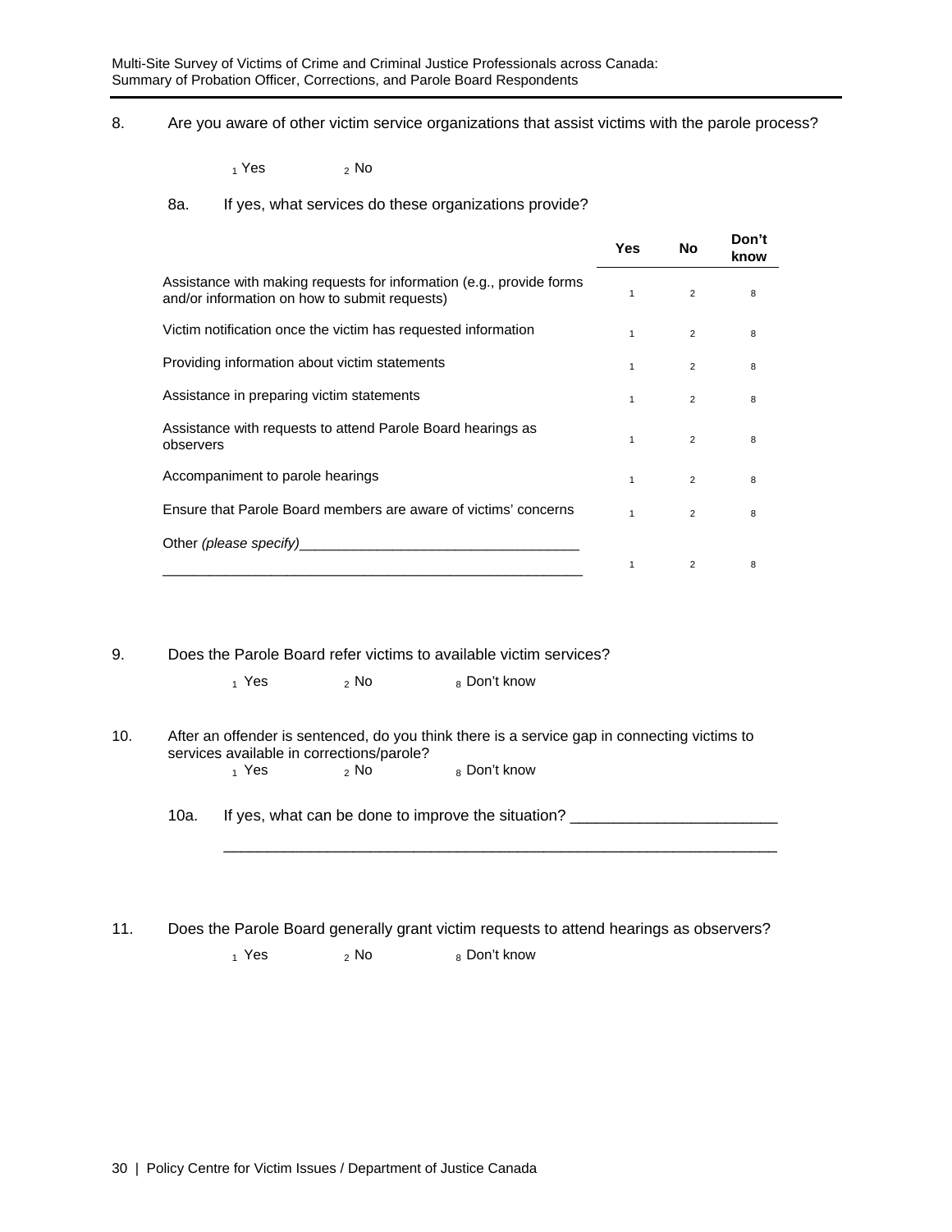8. Are you aware of other victim service organizations that assist victims with the parole process?

$_1$ Yes $_2$ No

8a. If yes, what services do these organizations provide?

| | Yes | No | Don't know |
|---|---|---|---|
| Assistance with making requests for information (e.g., provide forms and/or information on how to submit requests) | 1 | 2 | 8 |
| Victim notification once the victim has requested information | 1 | 2 | 8 |
| Providing information about victim statements | 1 | 2 | 8 |
| Assistance in preparing victim statements | 1 | 2 | 8 |
| Assistance with requests to attend Parole Board hearings as observers | 1 | 2 | 8 |
| Accompaniment to parole hearings | 1 | 2 | 8 |
| Ensure that Parole Board members are aware of victims' concerns | 1 | 2 | 8 |
| Other *(please specify)*___________________________________ ______________________________________________________ | 1 | 2 | 8 |

9. Does the Parole Board refer victims to available victim services?

$_1$ Yes $_2$ No $_8$ Don't know

10. After an offender is sentenced, do you think there is a service gap in connecting victims to services available in corrections/parole?

$_1$ Yes $_2$ No $_8$ Don't know

10a. If yes, what can be done to improve the situation? ________________________

__________________________________________________________________

11. Does the Parole Board generally grant victim requests to attend hearings as observers?

$_1$ Yes $_2$ No $_8$ Don't know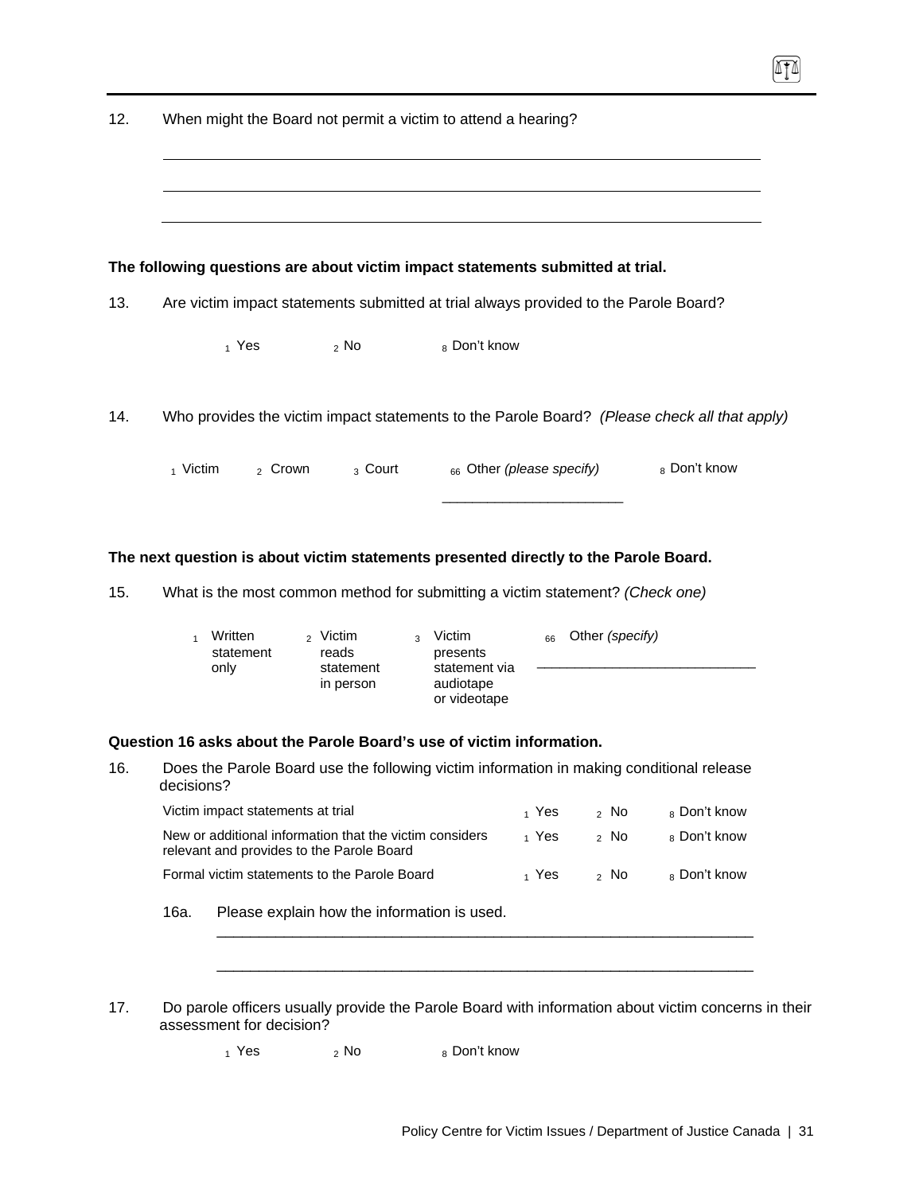12. When might the Board not permit a victim to attend a hearing?

\_\_\_\_\_\_\_\_\_\_\_\_\_\_\_\_\_\_\_\_\_\_\_\_\_\_\_\_\_\_\_\_\_\_\_\_\_\_\_\_\_\_\_\_\_\_\_\_\_\_\_\_\_\_\_\_\_\_

\_\_\_\_\_\_\_\_\_\_\_\_\_\_\_\_\_\_\_\_\_\_\_\_\_\_\_\_\_\_\_\_\_\_\_\_\_\_\_\_\_\_\_\_\_\_\_\_\_\_\_\_\_\_\_\_\_\_

\_\_\_\_\_\_\_\_\_\_\_\_\_\_\_\_\_\_\_\_\_\_\_\_\_\_\_\_\_\_\_\_\_\_\_\_\_\_\_\_\_\_\_\_\_\_\_\_\_\_\_\_\_\_\_\_\_\_

**The following questions are about victim impact statements submitted at trial.**

13. Are victim impact statements submitted at trial always provided to the Parole Board?

1 Yes    2 No    8 Don't know

14. Who provides the victim impact statements to the Parole Board? *(Please check all that apply)*

1 Victim    2 Crown    3 Court    66 Other *(please specify)* \_\_\_\_\_\_\_\_\_\_\_\_\_\_\_\_\_\_\_\_    8 Don't know

**The next question is about victim statements presented directly to the Parole Board.**

15. What is the most common method for submitting a victim statement? *(Check one)*

1 Written statement only    2 Victim reads statement in person    3 Victim presents statement via audiotape or videotape    66 Other *(specify)* \_\_\_\_\_\_\_\_\_\_\_\_\_\_\_\_\_\_\_\_

**Question 16 asks about the Parole Board's use of victim information.**

16. Does the Parole Board use the following victim information in making conditional release decisions?

| | | | |
|---|---|---|---|
| Victim impact statements at trial | 1 Yes | 2 No | 8 Don't know |
| New or additional information that the victim considers relevant and provides to the Parole Board | 1 Yes | 2 No | 8 Don't know |
| Formal victim statements to the Parole Board | 1 Yes | 2 No | 8 Don't know |

16a. Please explain how the information is used.

\_\_\_\_\_\_\_\_\_\_\_\_\_\_\_\_\_\_\_\_\_\_\_\_\_\_\_\_\_\_\_\_\_\_\_\_\_\_\_\_\_\_\_\_\_\_\_\_\_\_\_\_\_\_\_\_\_\_

\_\_\_\_\_\_\_\_\_\_\_\_\_\_\_\_\_\_\_\_\_\_\_\_\_\_\_\_\_\_\_\_\_\_\_\_\_\_\_\_\_\_\_\_\_\_\_\_\_\_\_\_\_\_\_\_\_\_

17. Do parole officers usually provide the Parole Board with information about victim concerns in their assessment for decision?

1 Yes    2 No    8 Don't know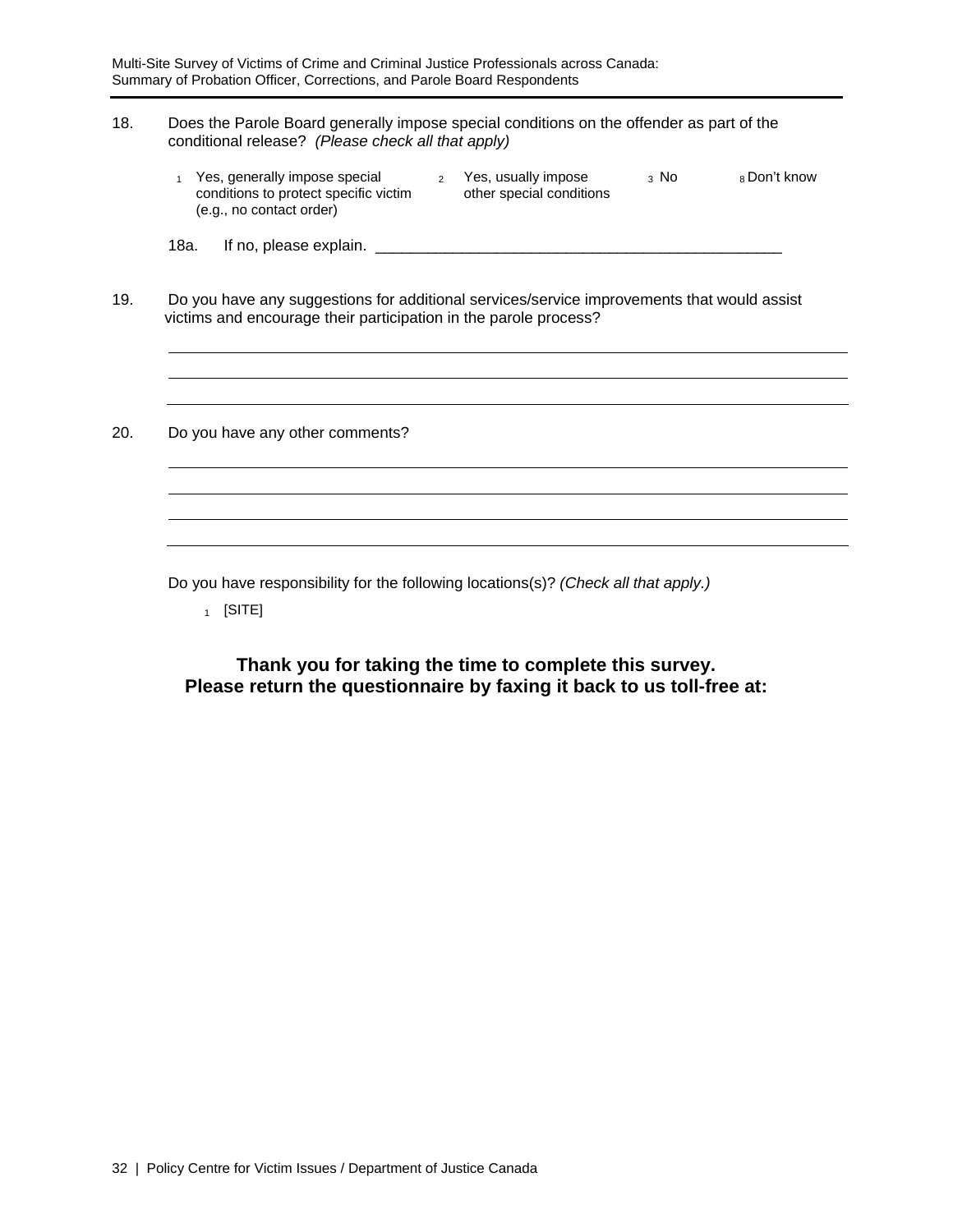18. Does the Parole Board generally impose special conditions on the offender as part of the conditional release? *(Please check all that apply)*

   1 Yes, generally impose special conditions to protect specific victim (e.g., no contact order)
   2 Yes, usually impose other special conditions
   3 No
   8 Don't know

   18a. If no, please explain. _______________________________________________

19. Do you have any suggestions for additional services/service improvements that would assist victims and encourage their participation in the parole process?

   ___________________________________________________________________________

   ___________________________________________________________________________

   ___________________________________________________________________________

20. Do you have any other comments?

   ___________________________________________________________________________

   ___________________________________________________________________________

   ___________________________________________________________________________

   ___________________________________________________________________________

Do you have responsibility for the following locations(s)? *(Check all that apply.)*

   1 [SITE]

**Thank you for taking the time to complete this survey.**
**Please return the questionnaire by faxing it back to us toll-free at:**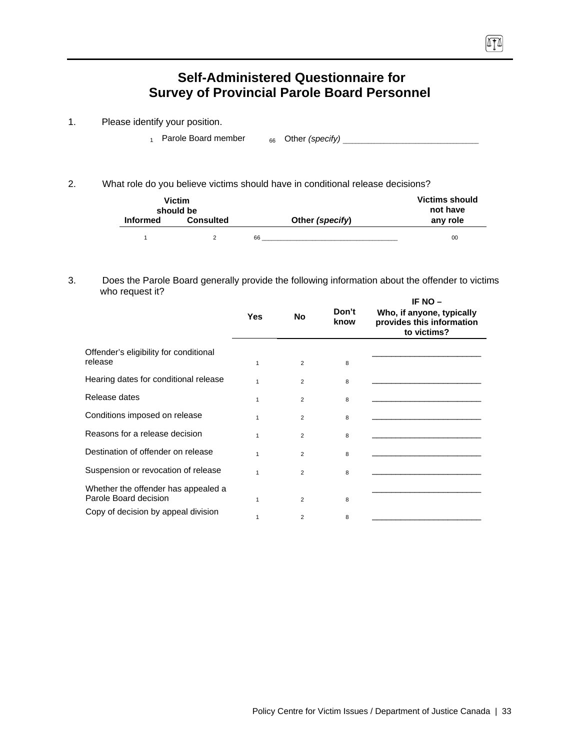# Self-Administered Questionnaire for Survey of Provincial Parole Board Personnel

1. Please identify your position.

   1 Parole Board member 66 Other *(specify)* ______________________________

2. What role do you believe victims should have in conditional release decisions?

| Victim should be Informed | Victim should be Consulted | Other *(specify)* | Victims should not have any role |
|---|---|---|---|
| 1 | 2 | 66 ____________________________________ | 00 |

3. Does the Parole Board generally provide the following information about the offender to victims who request it?

| | Yes | No | Don't know | IF NO – Who, if anyone, typically provides this information to victims? |
|---|---|---|---|---|
| Offender's eligibility for conditional release | 1 | 2 | 8 | _________________________ |
| Hearing dates for conditional release | 1 | 2 | 8 | _________________________ |
| Release dates | 1 | 2 | 8 | _________________________ |
| Conditions imposed on release | 1 | 2 | 8 | _________________________ |
| Reasons for a release decision | 1 | 2 | 8 | _________________________ |
| Destination of offender on release | 1 | 2 | 8 | _________________________ |
| Suspension or revocation of release | 1 | 2 | 8 | _________________________ |
| Whether the offender has appealed a Parole Board decision | 1 | 2 | 8 | _________________________ |
| Copy of decision by appeal division | 1 | 2 | 8 | _________________________ |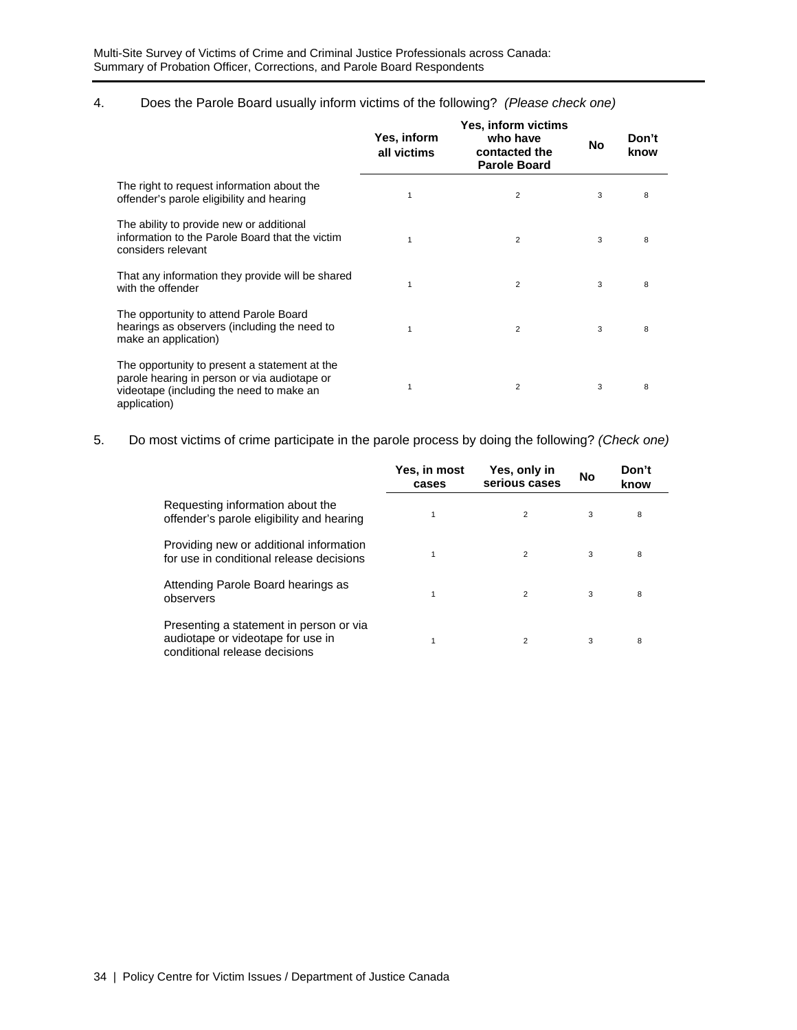4. Does the Parole Board usually inform victims of the following? *(Please check one)*

| | Yes, inform all victims | Yes, inform victims who have contacted the Parole Board | No | Don't know |
|---|---|---|---|---|
| The right to request information about the offender's parole eligibility and hearing | 1 | 2 | 3 | 8 |
| The ability to provide new or additional information to the Parole Board that the victim considers relevant | 1 | 2 | 3 | 8 |
| That any information they provide will be shared with the offender | 1 | 2 | 3 | 8 |
| The opportunity to attend Parole Board hearings as observers (including the need to make an application) | 1 | 2 | 3 | 8 |
| The opportunity to present a statement at the parole hearing in person or via audiotape or videotape (including the need to make an application) | 1 | 2 | 3 | 8 |

5. Do most victims of crime participate in the parole process by doing the following? *(Check one)*

| | Yes, in most cases | Yes, only in serious cases | No | Don't know |
|---|---|---|---|---|
| Requesting information about the offender's parole eligibility and hearing | 1 | 2 | 3 | 8 |
| Providing new or additional information for use in conditional release decisions | 1 | 2 | 3 | 8 |
| Attending Parole Board hearings as observers | 1 | 2 | 3 | 8 |
| Presenting a statement in person or via audiotape or videotape for use in conditional release decisions | 1 | 2 | 3 | 8 |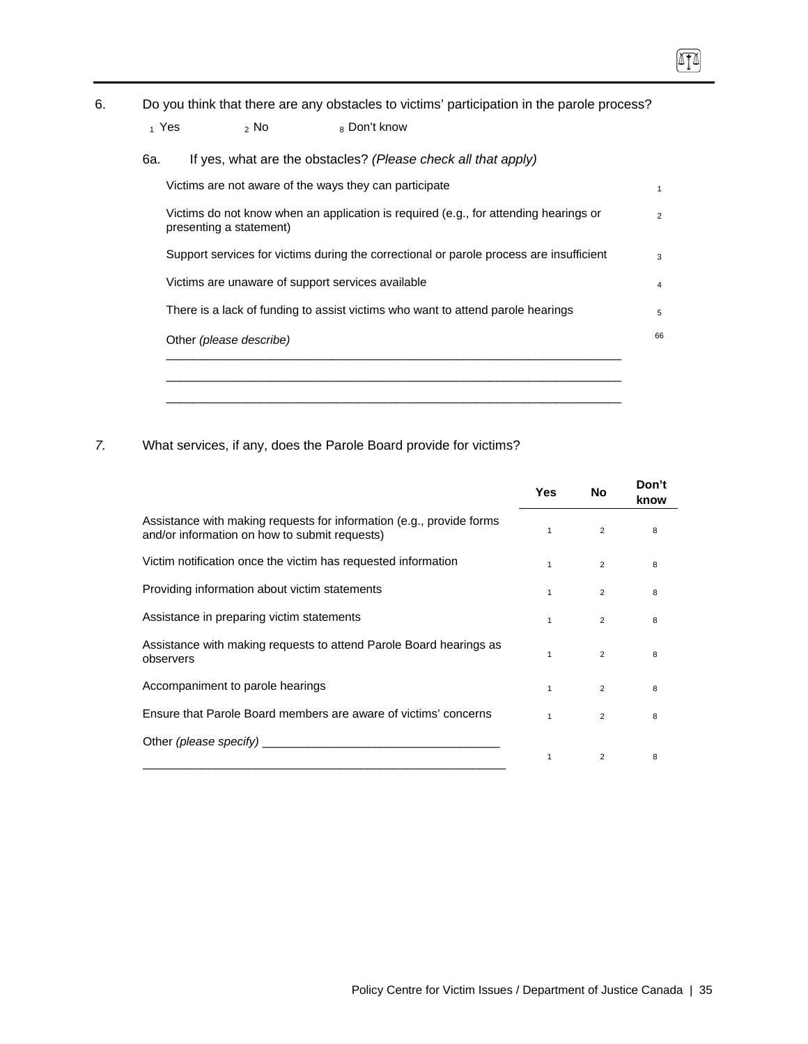6. Do you think that there are any obstacles to victims' participation in the parole process?

1 Yes &nbsp;&nbsp;&nbsp;&nbsp; 2 No &nbsp;&nbsp;&nbsp;&nbsp; 8 Don't know

6a. If yes, what are the obstacles? *(Please check all that apply)*

| | |
|---|---|
| Victims are not aware of the ways they can participate | 1 |
| Victims do not know when an application is required (e.g., for attending hearings or presenting a statement) | 2 |
| Support services for victims during the correctional or parole process are insufficient | 3 |
| Victims are unaware of support services available | 4 |
| There is a lack of funding to assist victims who want to attend parole hearings | 5 |
| Other *(please describe)* ______________________________________________ ______________________________________________ ______________________________________________ | 66 |

*7.* What services, if any, does the Parole Board provide for victims?

| | Yes | No | Don't know |
|---|---|---|---|
| Assistance with making requests for information (e.g., provide forms and/or information on how to submit requests) | 1 | 2 | 8 |
| Victim notification once the victim has requested information | 1 | 2 | 8 |
| Providing information about victim statements | 1 | 2 | 8 |
| Assistance in preparing victim statements | 1 | 2 | 8 |
| Assistance with making requests to attend Parole Board hearings as observers | 1 | 2 | 8 |
| Accompaniment to parole hearings | 1 | 2 | 8 |
| Ensure that Parole Board members are aware of victims' concerns | 1 | 2 | 8 |
| Other *(please specify)* ______________________________ ______________________________________________ | 1 | 2 | 8 |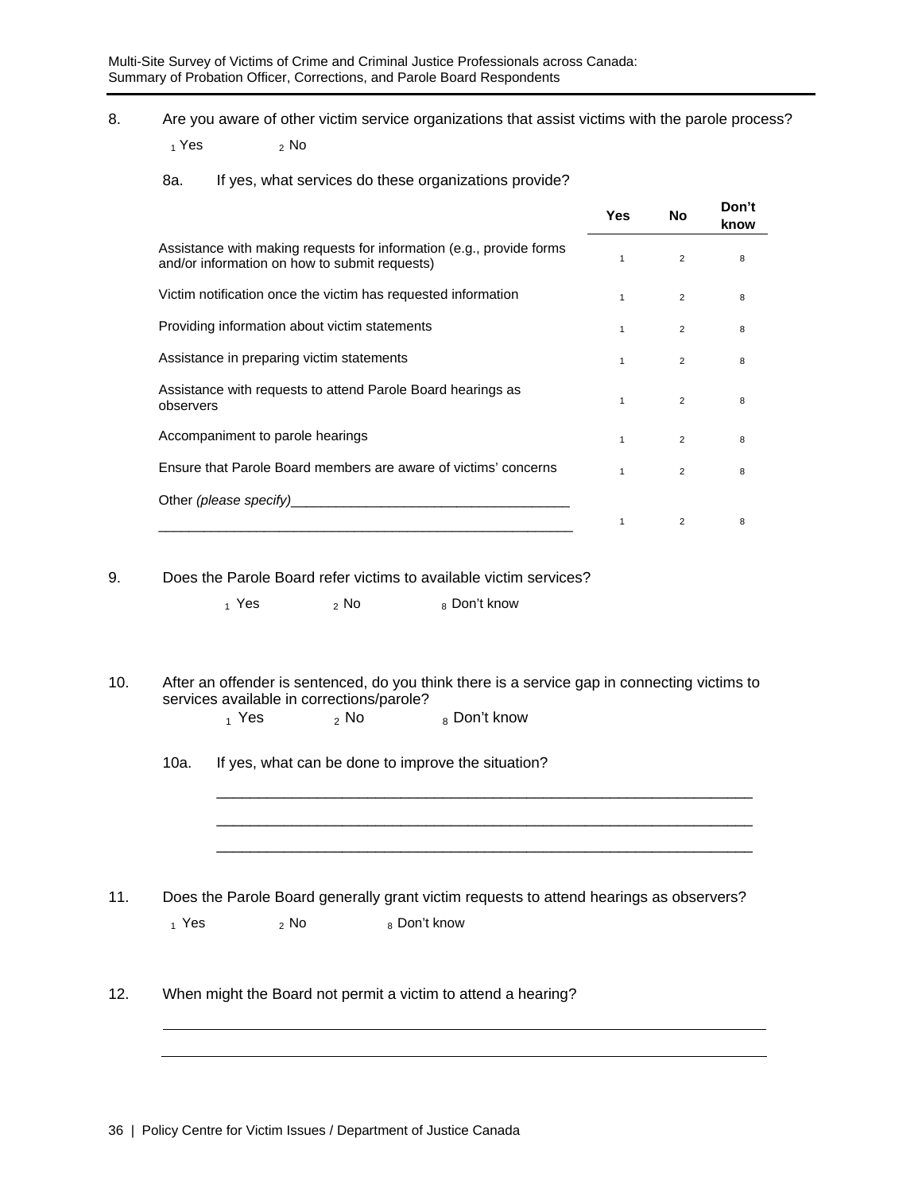8. Are you aware of other victim service organizations that assist victims with the parole process?

   1 Yes    2 No

   8a. If yes, what services do these organizations provide?

| | Yes | No | Don't know |
|---|---|---|---|
| Assistance with making requests for information (e.g., provide forms and/or information on how to submit requests) | 1 | 2 | 8 |
| Victim notification once the victim has requested information | 1 | 2 | 8 |
| Providing information about victim statements | 1 | 2 | 8 |
| Assistance in preparing victim statements | 1 | 2 | 8 |
| Assistance with requests to attend Parole Board hearings as observers | 1 | 2 | 8 |
| Accompaniment to parole hearings | 1 | 2 | 8 |
| Ensure that Parole Board members are aware of victims' concerns | 1 | 2 | 8 |
| Other *(please specify)*____________________________________ ________________________________________________________ | 1 | 2 | 8 |

9. Does the Parole Board refer victims to available victim services?

   1 Yes    2 No    8 Don't know

10. After an offender is sentenced, do you think there is a service gap in connecting victims to services available in corrections/parole?

   1 Yes    2 No    8 Don't know

   10a. If yes, what can be done to improve the situation?

   ________________________________________________________________

   ________________________________________________________________

   ________________________________________________________________

11. Does the Parole Board generally grant victim requests to attend hearings as observers?

   1 Yes    2 No    8 Don't know

12. When might the Board not permit a victim to attend a hearing?

   ________________________________________________________________

   ________________________________________________________________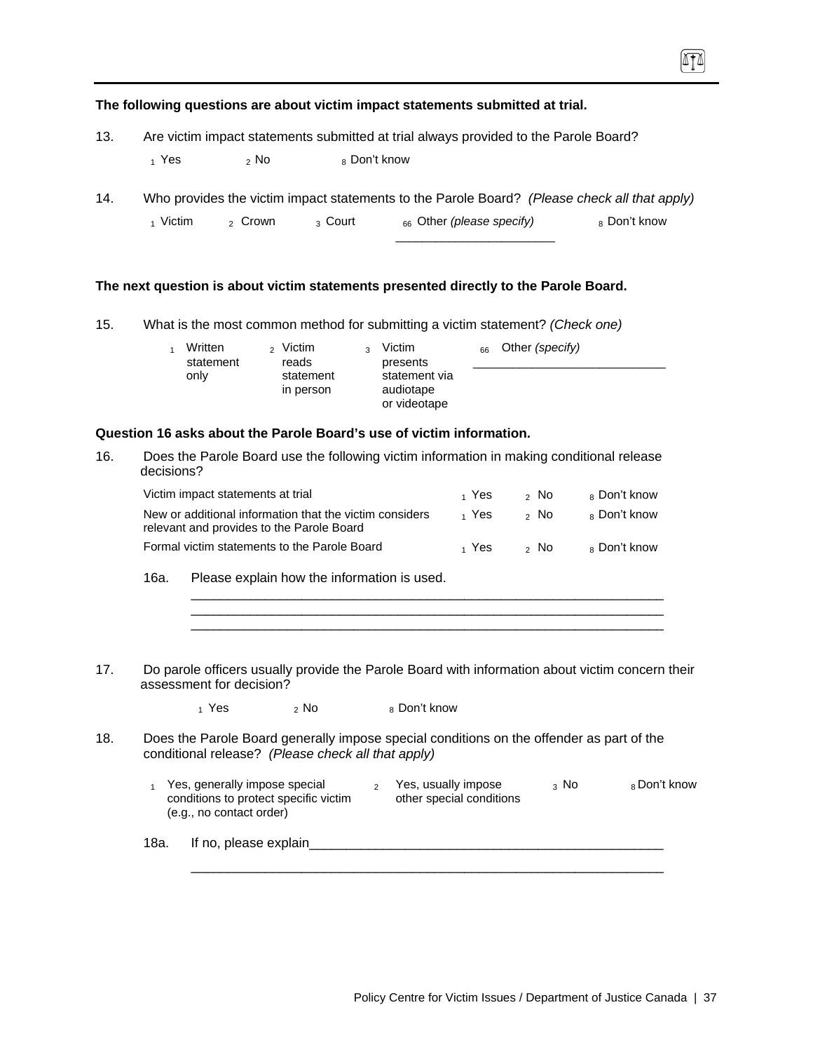**The following questions are about victim impact statements submitted at trial.**

13. Are victim impact statements submitted at trial always provided to the Parole Board?

   1 Yes   2 No   8 Don't know

14. Who provides the victim impact statements to the Parole Board? *(Please check all that apply)*

   1 Victim   2 Crown   3 Court   66 Other *(please specify)* ______________________   8 Don't know

**The next question is about victim statements presented directly to the Parole Board.**

15. What is the most common method for submitting a victim statement? *(Check one)*

   1 Written statement only   2 Victim reads statement in person   3 Victim presents statement via audiotape or videotape   66 Other *(specify)* ___________________________

**Question 16 asks about the Parole Board's use of victim information.**

16. Does the Parole Board use the following victim information in making conditional release decisions?

| | | | |
|---|---|---|---|
| Victim impact statements at trial | 1 Yes | 2 No | 8 Don't know |
| New or additional information that the victim considers relevant and provides to the Parole Board | 1 Yes | 2 No | 8 Don't know |
| Formal victim statements to the Parole Board | 1 Yes | 2 No | 8 Don't know |

16a. Please explain how the information is used.

_________________________________________________________________
_________________________________________________________________
_________________________________________________________________

17. Do parole officers usually provide the Parole Board with information about victim concern their assessment for decision?

   1 Yes   2 No   8 Don't know

18. Does the Parole Board generally impose special conditions on the offender as part of the conditional release? *(Please check all that apply)*

   1 Yes, generally impose special conditions to protect specific victim (e.g., no contact order)   2 Yes, usually impose other special conditions   3 No   8 Don't know

18a. If no, please explain_________________________________________________

_________________________________________________________________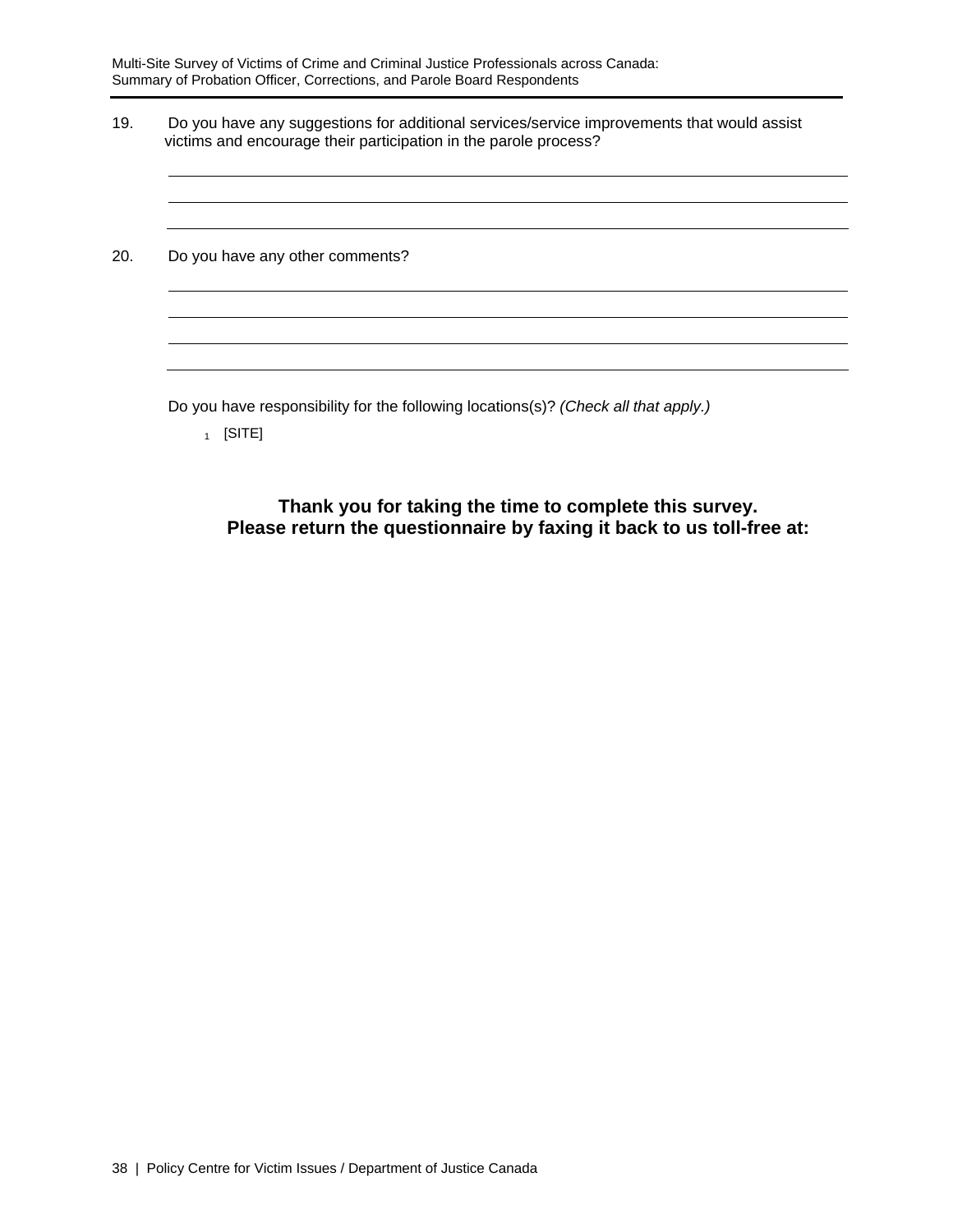19. Do you have any suggestions for additional services/service improvements that would assist victims and encourage their participation in the parole process?

\_\_\_\_\_\_\_\_\_\_\_\_\_\_\_\_\_\_\_\_\_\_\_\_\_\_\_\_\_\_\_\_\_\_\_\_\_\_\_\_\_\_\_\_\_\_\_\_\_\_\_\_\_\_\_\_\_\_\_\_

\_\_\_\_\_\_\_\_\_\_\_\_\_\_\_\_\_\_\_\_\_\_\_\_\_\_\_\_\_\_\_\_\_\_\_\_\_\_\_\_\_\_\_\_\_\_\_\_\_\_\_\_\_\_\_\_\_\_\_\_

\_\_\_\_\_\_\_\_\_\_\_\_\_\_\_\_\_\_\_\_\_\_\_\_\_\_\_\_\_\_\_\_\_\_\_\_\_\_\_\_\_\_\_\_\_\_\_\_\_\_\_\_\_\_\_\_\_\_\_\_

20. Do you have any other comments?

\_\_\_\_\_\_\_\_\_\_\_\_\_\_\_\_\_\_\_\_\_\_\_\_\_\_\_\_\_\_\_\_\_\_\_\_\_\_\_\_\_\_\_\_\_\_\_\_\_\_\_\_\_\_\_\_\_\_\_\_

\_\_\_\_\_\_\_\_\_\_\_\_\_\_\_\_\_\_\_\_\_\_\_\_\_\_\_\_\_\_\_\_\_\_\_\_\_\_\_\_\_\_\_\_\_\_\_\_\_\_\_\_\_\_\_\_\_\_\_\_

\_\_\_\_\_\_\_\_\_\_\_\_\_\_\_\_\_\_\_\_\_\_\_\_\_\_\_\_\_\_\_\_\_\_\_\_\_\_\_\_\_\_\_\_\_\_\_\_\_\_\_\_\_\_\_\_\_\_\_\_

\_\_\_\_\_\_\_\_\_\_\_\_\_\_\_\_\_\_\_\_\_\_\_\_\_\_\_\_\_\_\_\_\_\_\_\_\_\_\_\_\_\_\_\_\_\_\_\_\_\_\_\_\_\_\_\_\_\_\_\_

Do you have responsibility for the following locations(s)? *(Check all that apply.)*

1 [SITE]

**Thank you for taking the time to complete this survey.**
**Please return the questionnaire by faxing it back to us toll-free at:**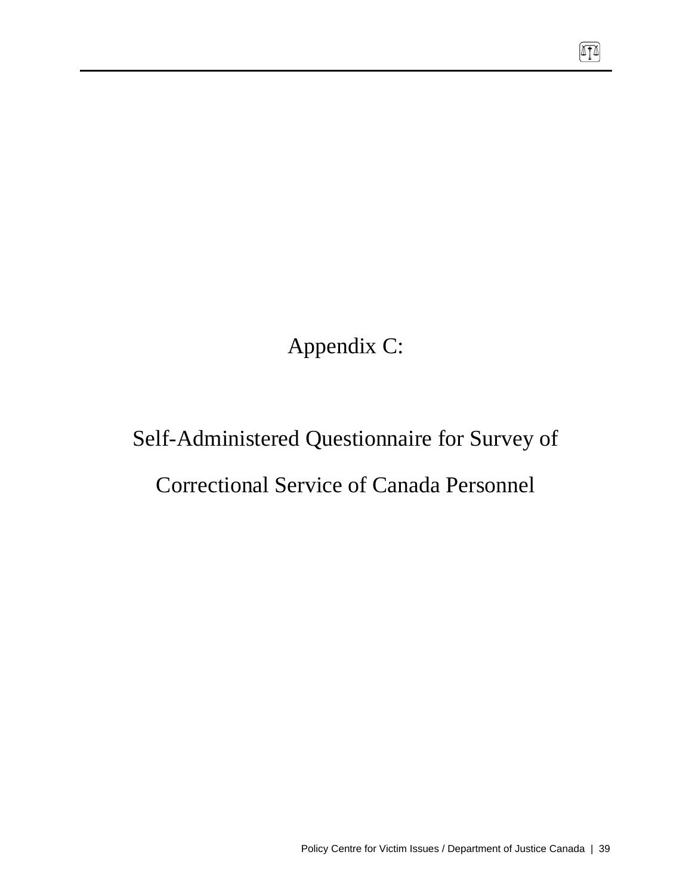# Appendix C:

# Self-Administered Questionnaire for Survey of Correctional Service of Canada Personnel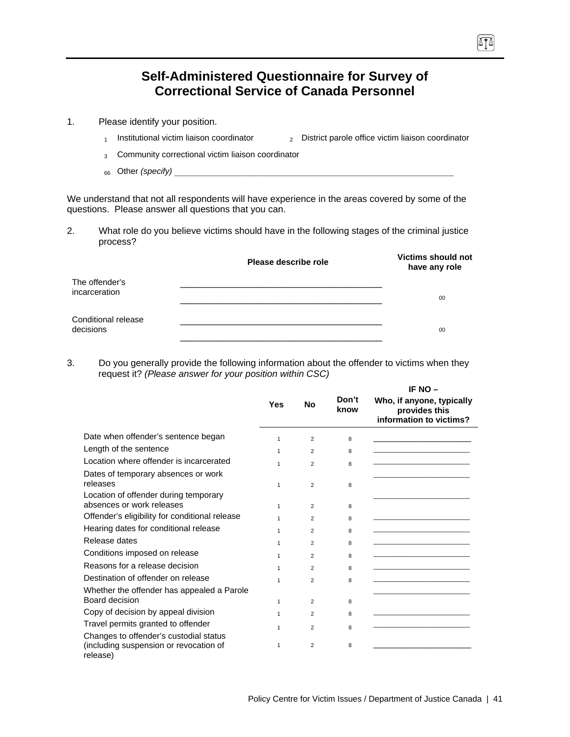# Self-Administered Questionnaire for Survey of Correctional Service of Canada Personnel

1. Please identify your position.

   1 Institutional victim liaison coordinator  2 District parole office victim liaison coordinator

   3 Community correctional victim liaison coordinator

   66 Other *(specify)* ____________________________________________________________

We understand that not all respondents will have experience in the areas covered by some of the questions. Please answer all questions that you can.

2. What role do you believe victims should have in the following stages of the criminal justice process?

| | Please describe role | Victims should not have any role |
|---|---|---|
| The offender's incarceration | ________________________________________ ________________________________________ | 00 |
| Conditional release decisions | ________________________________________ ________________________________________ | 00 |

3. Do you generally provide the following information about the offender to victims when they request it? *(Please answer for your position within CSC)*

| | Yes | No | Don't know | IF NO – Who, if anyone, typically provides this information to victims? |
|---|---|---|---|---|
| Date when offender's sentence began | 1 | 2 | 8 | ______________________ |
| Length of the sentence | 1 | 2 | 8 | ______________________ |
| Location where offender is incarcerated | 1 | 2 | 8 | ______________________ |
| Dates of temporary absences or work releases | 1 | 2 | 8 | ______________________ |
| Location of offender during temporary absences or work releases | 1 | 2 | 8 | ______________________ |
| Offender's eligibility for conditional release | 1 | 2 | 8 | ______________________ |
| Hearing dates for conditional release | 1 | 2 | 8 | ______________________ |
| Release dates | 1 | 2 | 8 | ______________________ |
| Conditions imposed on release | 1 | 2 | 8 | ______________________ |
| Reasons for a release decision | 1 | 2 | 8 | ______________________ |
| Destination of offender on release | 1 | 2 | 8 | ______________________ |
| Whether the offender has appealed a Parole Board decision | 1 | 2 | 8 | ______________________ |
| Copy of decision by appeal division | 1 | 2 | 8 | ______________________ |
| Travel permits granted to offender | 1 | 2 | 8 | ______________________ |
| Changes to offender's custodial status (including suspension or revocation of release) | 1 | 2 | 8 | ______________________ |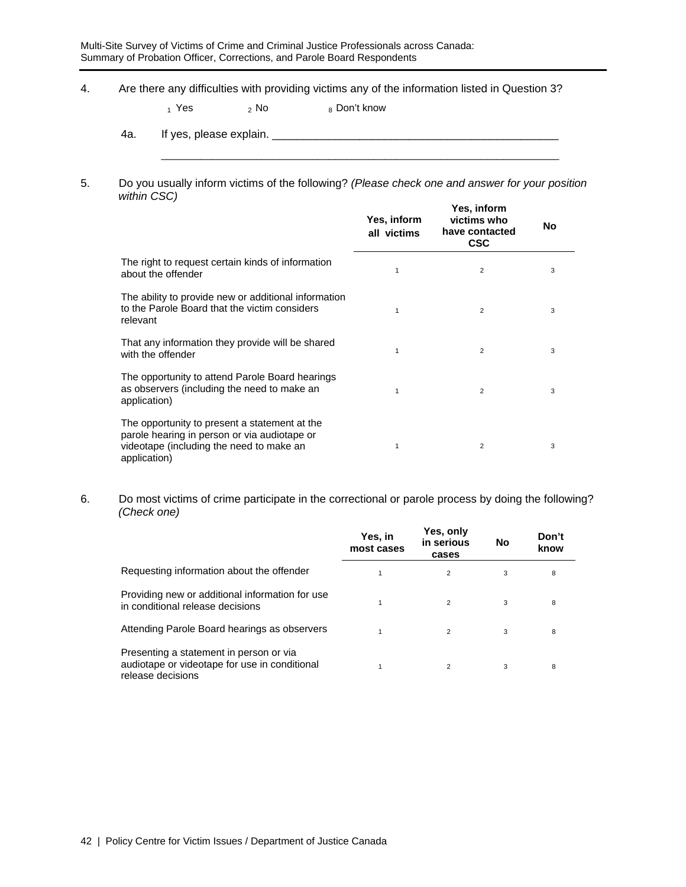4. Are there any difficulties with providing victims any of the information listed in Question 3?

   1 Yes   2 No   8 Don't know

   4a. If yes, please explain. ______________________________________________

   ______________________________________________________________________

5. Do you usually inform victims of the following? *(Please check one and answer for your position within CSC)*

| | Yes, inform all victims | Yes, inform victims who have contacted CSC | No |
|---|---|---|---|
| The right to request certain kinds of information about the offender | 1 | 2 | 3 |
| The ability to provide new or additional information to the Parole Board that the victim considers relevant | 1 | 2 | 3 |
| That any information they provide will be shared with the offender | 1 | 2 | 3 |
| The opportunity to attend Parole Board hearings as observers (including the need to make an application) | 1 | 2 | 3 |
| The opportunity to present a statement at the parole hearing in person or via audiotape or videotape (including the need to make an application) | 1 | 2 | 3 |

6. Do most victims of crime participate in the correctional or parole process by doing the following? *(Check one)*

| | Yes, in most cases | Yes, only in serious cases | No | Don't know |
|---|---|---|---|---|
| Requesting information about the offender | 1 | 2 | 3 | 8 |
| Providing new or additional information for use in conditional release decisions | 1 | 2 | 3 | 8 |
| Attending Parole Board hearings as observers | 1 | 2 | 3 | 8 |
| Presenting a statement in person or via audiotape or videotape for use in conditional release decisions | 1 | 2 | 3 | 8 |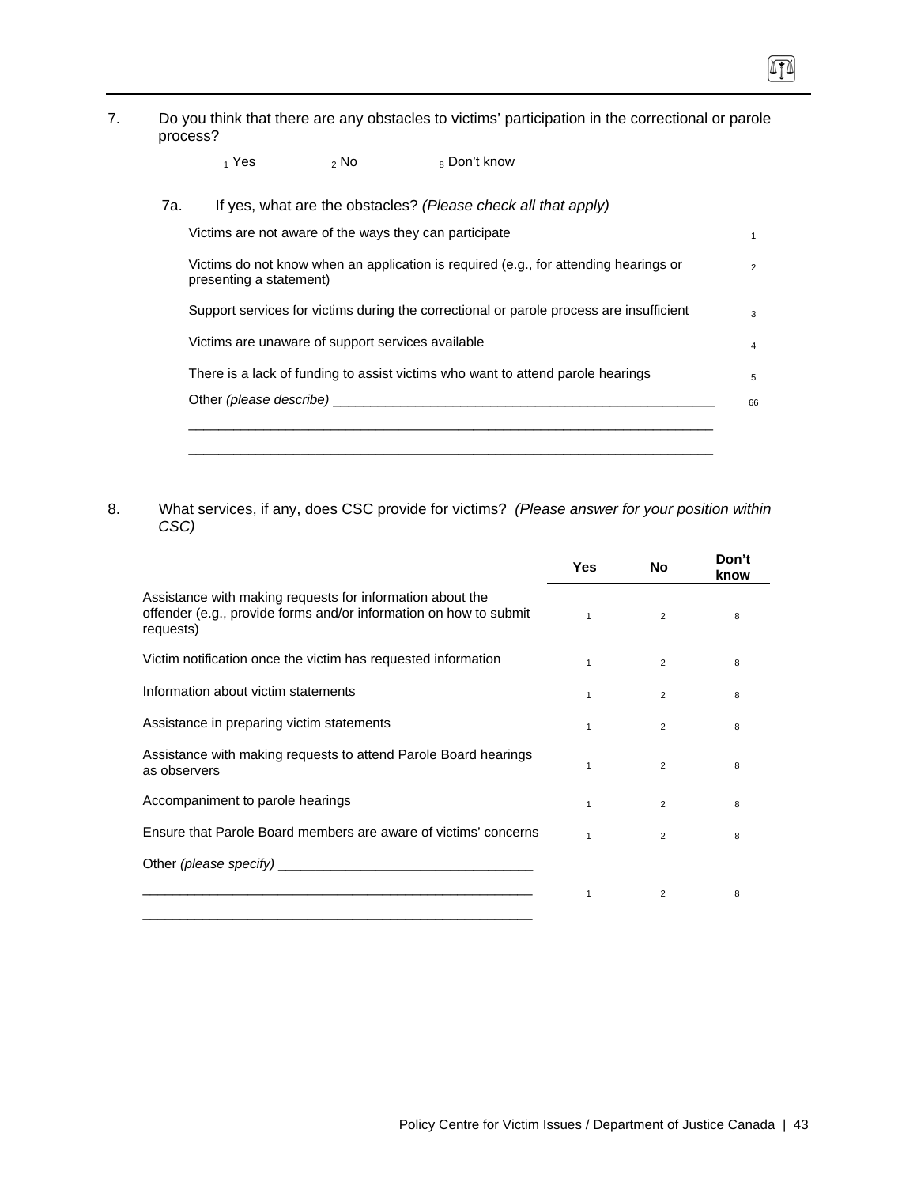7. Do you think that there are any obstacles to victims' participation in the correctional or parole process?

   1 Yes   2 No   8 Don't know

   7a. If yes, what are the obstacles? *(Please check all that apply)*

| | |
|---|---|
| Victims are not aware of the ways they can participate | 1 |
| Victims do not know when an application is required (e.g., for attending hearings or presenting a statement) | 2 |
| Support services for victims during the correctional or parole process are insufficient | 3 |
| Victims are unaware of support services available | 4 |
| There is a lack of funding to assist victims who want to attend parole hearings | 5 |
| Other *(please describe)* ____________________________________________ | 66 |

____________________________________________

____________________________________________

8. What services, if any, does CSC provide for victims? *(Please answer for your position within CSC)*

| | Yes | No | Don't know |
|---|---|---|---|
| Assistance with making requests for information about the offender (e.g., provide forms and/or information on how to submit requests) | 1 | 2 | 8 |
| Victim notification once the victim has requested information | 1 | 2 | 8 |
| Information about victim statements | 1 | 2 | 8 |
| Assistance in preparing victim statements | 1 | 2 | 8 |
| Assistance with making requests to attend Parole Board hearings as observers | 1 | 2 | 8 |
| Accompaniment to parole hearings | 1 | 2 | 8 |
| Ensure that Parole Board members are aware of victims' concerns | 1 | 2 | 8 |
| Other *(please specify)* ______________________________ | 1 | 2 | 8 |

____________________________________________

____________________________________________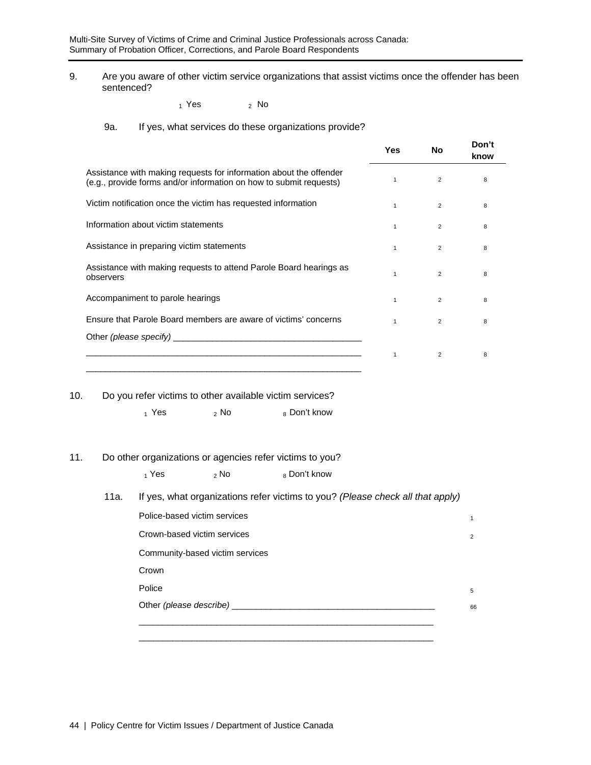9. Are you aware of other victim service organizations that assist victims once the offender has been sentenced?

   ₁ Yes ₂ No

   9a. If yes, what services do these organizations provide?

| | Yes | No | Don't know |
|---|---|---|---|
| Assistance with making requests for information about the offender (e.g., provide forms and/or information on how to submit requests) | 1 | 2 | 8 |
| Victim notification once the victim has requested information | 1 | 2 | 8 |
| Information about victim statements | 1 | 2 | 8 |
| Assistance in preparing victim statements | 1 | 2 | 8 |
| Assistance with making requests to attend Parole Board hearings as observers | 1 | 2 | 8 |
| Accompaniment to parole hearings | 1 | 2 | 8 |
| Ensure that Parole Board members are aware of victims' concerns | 1 | 2 | 8 |
| Other *(please specify)* ______________________________________ | 1 | 2 | 8 |

10. Do you refer victims to other available victim services?

    ₁ Yes ₂ No ₈ Don't know

11. Do other organizations or agencies refer victims to you?

    ₁ Yes ₂ No ₈ Don't know

    11a. If yes, what organizations refer victims to you? *(Please check all that apply)*

| | |
|---|---|
| Police-based victim services | 1 |
| Crown-based victim services | 2 |
| Community-based victim services | |
| Crown | |
| Police | 5 |
| Other *(please describe)* ___________________________________________ | 66 |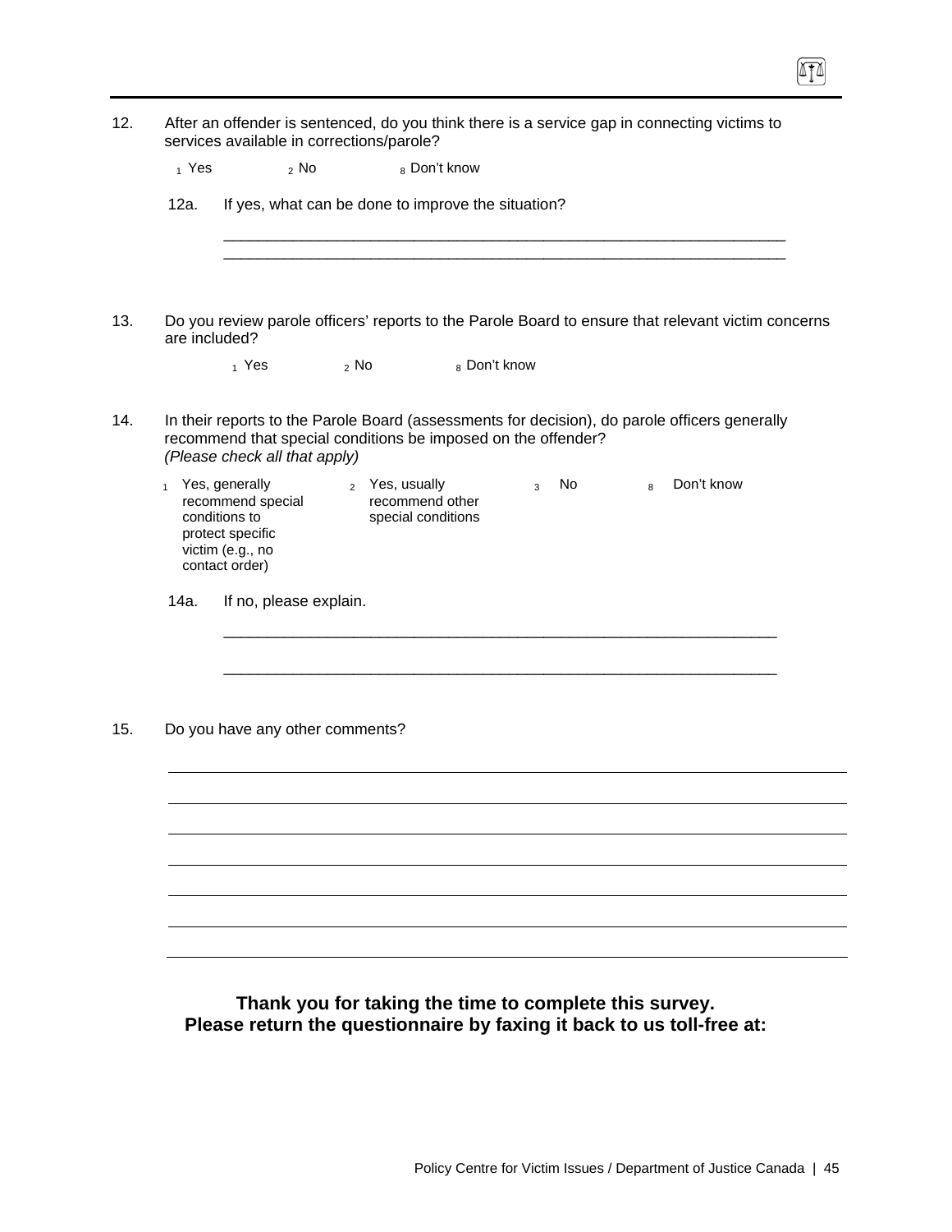12. After an offender is sentenced, do you think there is a service gap in connecting victims to services available in corrections/parole?

    1 Yes    2 No    8 Don't know

    12a. If yes, what can be done to improve the situation?

    ______________________________________________________________

    ______________________________________________________________

13. Do you review parole officers' reports to the Parole Board to ensure that relevant victim concerns are included?

    1 Yes    2 No    8 Don't know

14. In their reports to the Parole Board (assessments for decision), do parole officers generally recommend that special conditions be imposed on the offender? *(Please check all that apply)*

    1 Yes, generally recommend special conditions to protect specific victim (e.g., no contact order)    2 Yes, usually recommend other special conditions    3 No    8 Don't know

    14a. If no, please explain.

    ______________________________________________________________

    ______________________________________________________________

15. Do you have any other comments?

______________________________________________________________

______________________________________________________________

______________________________________________________________

______________________________________________________________

______________________________________________________________

______________________________________________________________

______________________________________________________________

**Thank you for taking the time to complete this survey.**
**Please return the questionnaire by faxing it back to us toll-free at:**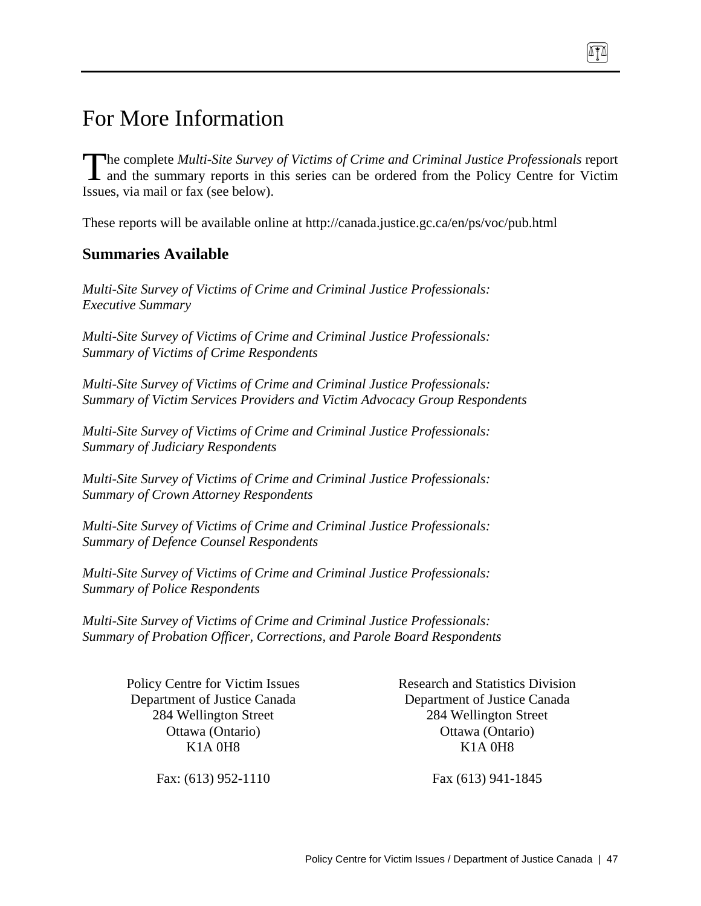# For More Information

The complete *Multi-Site Survey of Victims of Crime and Criminal Justice Professionals* report and the summary reports in this series can be ordered from the Policy Centre for Victim Issues, via mail or fax (see below).

These reports will be available online at http://canada.justice.gc.ca/en/ps/voc/pub.html

## Summaries Available

*Multi-Site Survey of Victims of Crime and Criminal Justice Professionals: Executive Summary*

*Multi-Site Survey of Victims of Crime and Criminal Justice Professionals: Summary of Victims of Crime Respondents*

*Multi-Site Survey of Victims of Crime and Criminal Justice Professionals: Summary of Victim Services Providers and Victim Advocacy Group Respondents*

*Multi-Site Survey of Victims of Crime and Criminal Justice Professionals: Summary of Judiciary Respondents*

*Multi-Site Survey of Victims of Crime and Criminal Justice Professionals: Summary of Crown Attorney Respondents*

*Multi-Site Survey of Victims of Crime and Criminal Justice Professionals: Summary of Defence Counsel Respondents*

*Multi-Site Survey of Victims of Crime and Criminal Justice Professionals: Summary of Police Respondents*

*Multi-Site Survey of Victims of Crime and Criminal Justice Professionals: Summary of Probation Officer, Corrections, and Parole Board Respondents*

Policy Centre for Victim Issues
Department of Justice Canada
284 Wellington Street
Ottawa (Ontario)
K1A 0H8

Fax: (613) 952-1110

Research and Statistics Division
Department of Justice Canada
284 Wellington Street
Ottawa (Ontario)
K1A 0H8

Fax (613) 941-1845